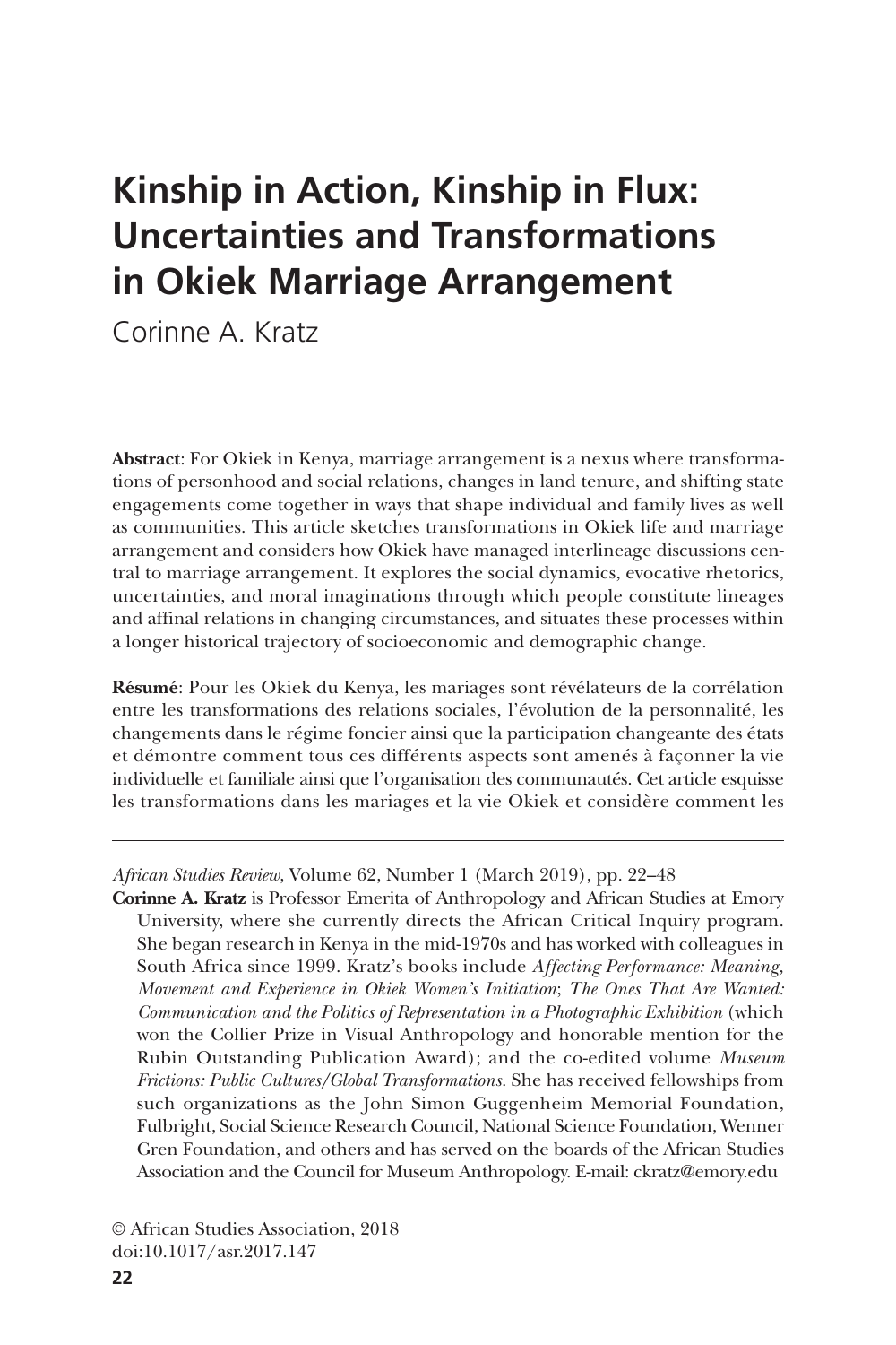# Kinship in Action, Kinship in Flux: Uncertainties and Transformations in Okiek Marriage Arrangement

Corinne A. Kratz

**Abstract**: For Okiek in Kenya, marriage arrangement is a nexus where transformations of personhood and social relations, changes in land tenure, and shifting state engagements come together in ways that shape individual and family lives as well as communities. This article sketches transformations in Okiek life and marriage arrangement and considers how Okiek have managed interlineage discussions central to marriage arrangement. It explores the social dynamics, evocative rhetorics, uncertainties, and moral imaginations through which people constitute lineages and affinal relations in changing circumstances, and situates these processes within a longer historical trajectory of socioeconomic and demographic change.

**Résumé**: Pour les Okiek du Kenya, les mariages sont révélateurs de la corrélation entre les transformations des relations sociales, l'évolution de la personnalité, les changements dans le régime foncier ainsi que la participation changeante des états et démontre comment tous ces différents aspects sont amenés à façonner la vie individuelle et familiale ainsi que l'organisation des communautés. Cet article esquisse les transformations dans les mariages et la vie Okiek et considère comment les

---

*African Studies Review*, Volume 62, Number 1 (March 2019), pp. 22–48

**Corinne A. Kratz** is Professor Emerita of Anthropology and African Studies at Emory University, where she currently directs the African Critical Inquiry program. She began research in Kenya in the mid-1970s and has worked with colleagues in South Africa since 1999. Kratz's books include *Affecting Performance: Meaning, Movement and Experience in Okiek Women's Initiation*; *The Ones That Are Wanted: Communication and the Politics of Representation in a Photographic Exhibition* (which won the Collier Prize in Visual Anthropology and honorable mention for the Rubin Outstanding Publication Award); and the co-edited volume *Museum Frictions: Public Cultures/Global Transformations*. She has received fellowships from such organizations as the John Simon Guggenheim Memorial Foundation, Fulbright, Social Science Research Council, National Science Foundation, Wenner Gren Foundation, and others and has served on the boards of the African Studies Association and the Council for Museum Anthropology. E-mail: ckratz@emory.edu

© African Studies Association, 2018
doi:10.1017/asr.2017.147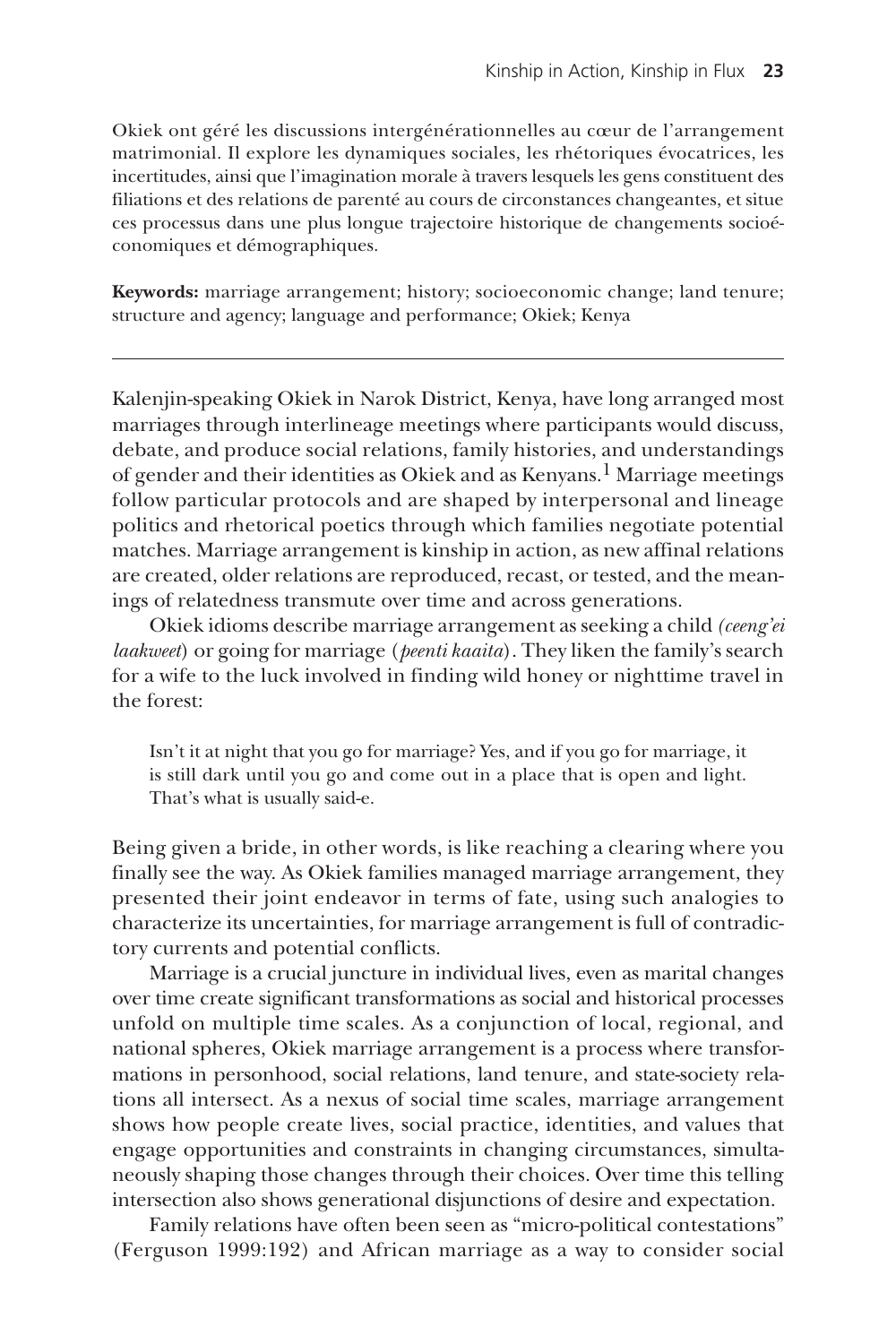Okiek ont géré les discussions intergénérationnelles au cœur de l'arrangement matrimonial. Il explore les dynamiques sociales, les rhétoriques évocatrices, les incertitudes, ainsi que l'imagination morale à travers lesquels les gens constituent des filiations et des relations de parenté au cours de circonstances changeantes, et situe ces processus dans une plus longue trajectoire historique de changements socioéconomiques et démographiques.

**Keywords:** marriage arrangement; history; socioeconomic change; land tenure; structure and agency; language and performance; Okiek; Kenya

---

Kalenjin-speaking Okiek in Narok District, Kenya, have long arranged most marriages through interlineage meetings where participants would discuss, debate, and produce social relations, family histories, and understandings of gender and their identities as Okiek and as Kenyans.[1] Marriage meetings follow particular protocols and are shaped by interpersonal and lineage politics and rhetorical poetics through which families negotiate potential matches. Marriage arrangement is kinship in action, as new affinal relations are created, older relations are reproduced, recast, or tested, and the meanings of relatedness transmute over time and across generations.

Okiek idioms describe marriage arrangement as seeking a child *(ceeng'ei laakweet)* or going for marriage (*peenti kaaita*). They liken the family's search for a wife to the luck involved in finding wild honey or nighttime travel in the forest:

> Isn't it at night that you go for marriage? Yes, and if you go for marriage, it is still dark until you go and come out in a place that is open and light. That's what is usually said-e.

Being given a bride, in other words, is like reaching a clearing where you finally see the way. As Okiek families managed marriage arrangement, they presented their joint endeavor in terms of fate, using such analogies to characterize its uncertainties, for marriage arrangement is full of contradictory currents and potential conflicts.

Marriage is a crucial juncture in individual lives, even as marital changes over time create significant transformations as social and historical processes unfold on multiple time scales. As a conjunction of local, regional, and national spheres, Okiek marriage arrangement is a process where transformations in personhood, social relations, land tenure, and state-society relations all intersect. As a nexus of social time scales, marriage arrangement shows how people create lives, social practice, identities, and values that engage opportunities and constraints in changing circumstances, simultaneously shaping those changes through their choices. Over time this telling intersection also shows generational disjunctions of desire and expectation.

Family relations have often been seen as "micro-political contestations" (Ferguson 1999:192) and African marriage as a way to consider social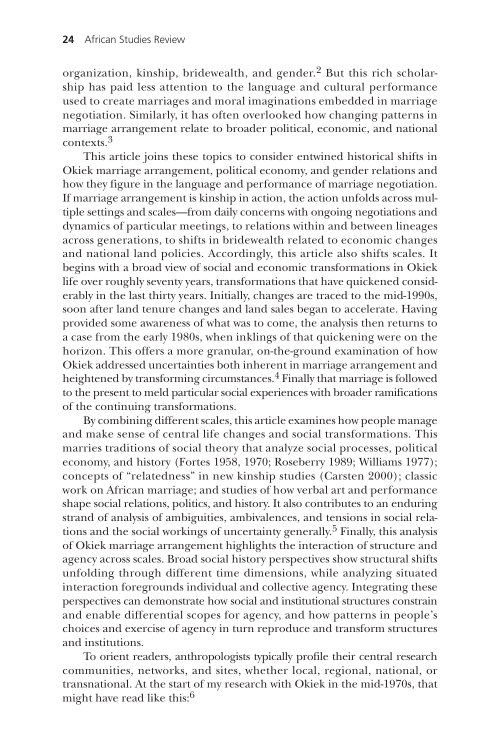organization, kinship, bridewealth, and gender.[2] But this rich scholarship has paid less attention to the language and cultural performance used to create marriages and moral imaginations embedded in marriage negotiation. Similarly, it has often overlooked how changing patterns in marriage arrangement relate to broader political, economic, and national contexts.[3]

This article joins these topics to consider entwined historical shifts in Okiek marriage arrangement, political economy, and gender relations and how they figure in the language and performance of marriage negotiation. If marriage arrangement is kinship in action, the action unfolds across multiple settings and scales—from daily concerns with ongoing negotiations and dynamics of particular meetings, to relations within and between lineages across generations, to shifts in bridewealth related to economic changes and national land policies. Accordingly, this article also shifts scales. It begins with a broad view of social and economic transformations in Okiek life over roughly seventy years, transformations that have quickened considerably in the last thirty years. Initially, changes are traced to the mid-1990s, soon after land tenure changes and land sales began to accelerate. Having provided some awareness of what was to come, the analysis then returns to a case from the early 1980s, when inklings of that quickening were on the horizon. This offers a more granular, on-the-ground examination of how Okiek addressed uncertainties both inherent in marriage arrangement and heightened by transforming circumstances.[4] Finally that marriage is followed to the present to meld particular social experiences with broader ramifications of the continuing transformations.

By combining different scales, this article examines how people manage and make sense of central life changes and social transformations. This marries traditions of social theory that analyze social processes, political economy, and history (Fortes 1958, 1970; Roseberry 1989; Williams 1977); concepts of "relatedness" in new kinship studies (Carsten 2000); classic work on African marriage; and studies of how verbal art and performance shape social relations, politics, and history. It also contributes to an enduring strand of analysis of ambiguities, ambivalences, and tensions in social relations and the social workings of uncertainty generally.[5] Finally, this analysis of Okiek marriage arrangement highlights the interaction of structure and agency across scales. Broad social history perspectives show structural shifts unfolding through different time dimensions, while analyzing situated interaction foregrounds individual and collective agency. Integrating these perspectives can demonstrate how social and institutional structures constrain and enable differential scopes for agency, and how patterns in people's choices and exercise of agency in turn reproduce and transform structures and institutions.

To orient readers, anthropologists typically profile their central research communities, networks, and sites, whether local, regional, national, or transnational. At the start of my research with Okiek in the mid-1970s, that might have read like this:[6]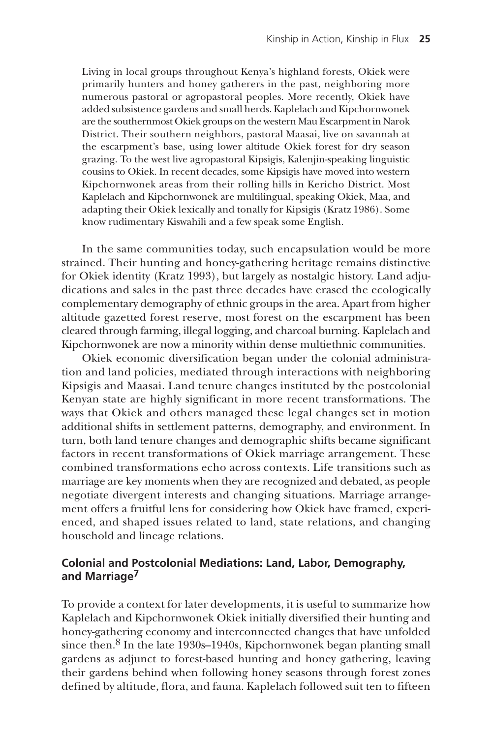Living in local groups throughout Kenya's highland forests, Okiek were primarily hunters and honey gatherers in the past, neighboring more numerous pastoral or agropastoral peoples. More recently, Okiek have added subsistence gardens and small herds. Kaplelach and Kipchornwonek are the southernmost Okiek groups on the western Mau Escarpment in Narok District. Their southern neighbors, pastoral Maasai, live on savannah at the escarpment's base, using lower altitude Okiek forest for dry season grazing. To the west live agropastoral Kipsigis, Kalenjin-speaking linguistic cousins to Okiek. In recent decades, some Kipsigis have moved into western Kipchornwonek areas from their rolling hills in Kericho District. Most Kaplelach and Kipchornwonek are multilingual, speaking Okiek, Maa, and adapting their Okiek lexically and tonally for Kipsigis (Kratz 1986). Some know rudimentary Kiswahili and a few speak some English.

In the same communities today, such encapsulation would be more strained. Their hunting and honey-gathering heritage remains distinctive for Okiek identity (Kratz 1993), but largely as nostalgic history. Land adjudications and sales in the past three decades have erased the ecologically complementary demography of ethnic groups in the area. Apart from higher altitude gazetted forest reserve, most forest on the escarpment has been cleared through farming, illegal logging, and charcoal burning. Kaplelach and Kipchornwonek are now a minority within dense multiethnic communities.

Okiek economic diversification began under the colonial administration and land policies, mediated through interactions with neighboring Kipsigis and Maasai. Land tenure changes instituted by the postcolonial Kenyan state are highly significant in more recent transformations. The ways that Okiek and others managed these legal changes set in motion additional shifts in settlement patterns, demography, and environment. In turn, both land tenure changes and demographic shifts became significant factors in recent transformations of Okiek marriage arrangement. These combined transformations echo across contexts. Life transitions such as marriage are key moments when they are recognized and debated, as people negotiate divergent interests and changing situations. Marriage arrangement offers a fruitful lens for considering how Okiek have framed, experienced, and shaped issues related to land, state relations, and changing household and lineage relations.

## Colonial and Postcolonial Mediations: Land, Labor, Demography, and Marriage[7]

To provide a context for later developments, it is useful to summarize how Kaplelach and Kipchornwonek Okiek initially diversified their hunting and honey-gathering economy and interconnected changes that have unfolded since then.[8] In the late 1930s–1940s, Kipchornwonek began planting small gardens as adjunct to forest-based hunting and honey gathering, leaving their gardens behind when following honey seasons through forest zones defined by altitude, flora, and fauna. Kaplelach followed suit ten to fifteen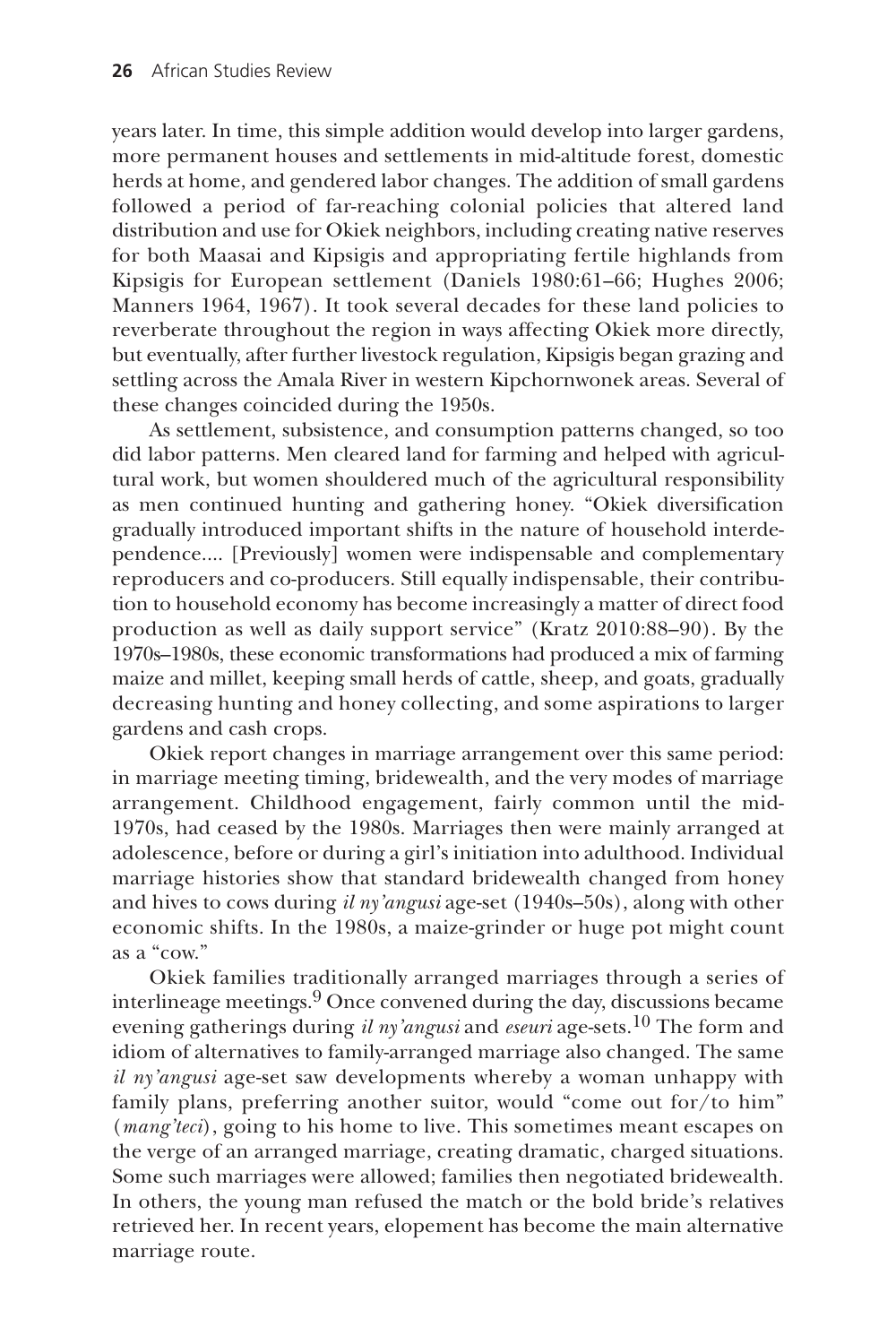years later. In time, this simple addition would develop into larger gardens, more permanent houses and settlements in mid-altitude forest, domestic herds at home, and gendered labor changes. The addition of small gardens followed a period of far-reaching colonial policies that altered land distribution and use for Okiek neighbors, including creating native reserves for both Maasai and Kipsigis and appropriating fertile highlands from Kipsigis for European settlement (Daniels 1980:61–66; Hughes 2006; Manners 1964, 1967). It took several decades for these land policies to reverberate throughout the region in ways affecting Okiek more directly, but eventually, after further livestock regulation, Kipsigis began grazing and settling across the Amala River in western Kipchornwonek areas. Several of these changes coincided during the 1950s.

As settlement, subsistence, and consumption patterns changed, so too did labor patterns. Men cleared land for farming and helped with agricultural work, but women shouldered much of the agricultural responsibility as men continued hunting and gathering honey. "Okiek diversification gradually introduced important shifts in the nature of household interdependence.... [Previously] women were indispensable and complementary reproducers and co-producers. Still equally indispensable, their contribution to household economy has become increasingly a matter of direct food production as well as daily support service" (Kratz 2010:88–90). By the 1970s–1980s, these economic transformations had produced a mix of farming maize and millet, keeping small herds of cattle, sheep, and goats, gradually decreasing hunting and honey collecting, and some aspirations to larger gardens and cash crops.

Okiek report changes in marriage arrangement over this same period: in marriage meeting timing, bridewealth, and the very modes of marriage arrangement. Childhood engagement, fairly common until the mid-1970s, had ceased by the 1980s. Marriages then were mainly arranged at adolescence, before or during a girl's initiation into adulthood. Individual marriage histories show that standard bridewealth changed from honey and hives to cows during *il ny'angusi* age-set (1940s–50s), along with other economic shifts. In the 1980s, a maize-grinder or huge pot might count as a "cow."

Okiek families traditionally arranged marriages through a series of interlineage meetings.[9] Once convened during the day, discussions became evening gatherings during *il ny'angusi* and *eseuri* age-sets.[10] The form and idiom of alternatives to family-arranged marriage also changed. The same *il ny'angusi* age-set saw developments whereby a woman unhappy with family plans, preferring another suitor, would "come out for/to him" (*mang'teci*), going to his home to live. This sometimes meant escapes on the verge of an arranged marriage, creating dramatic, charged situations. Some such marriages were allowed; families then negotiated bridewealth. In others, the young man refused the match or the bold bride's relatives retrieved her. In recent years, elopement has become the main alternative marriage route.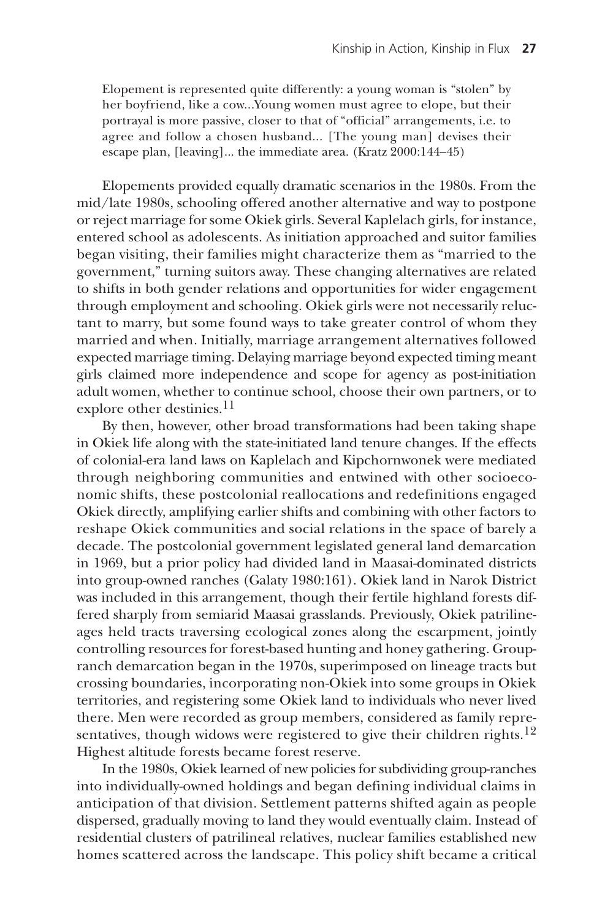> Elopement is represented quite differently: a young woman is "stolen" by her boyfriend, like a cow...Young women must agree to elope, but their portrayal is more passive, closer to that of "official" arrangements, i.e. to agree and follow a chosen husband... [The young man] devises their escape plan, [leaving]... the immediate area. (Kratz 2000:144–45)

Elopements provided equally dramatic scenarios in the 1980s. From the mid/late 1980s, schooling offered another alternative and way to postpone or reject marriage for some Okiek girls. Several Kaplelach girls, for instance, entered school as adolescents. As initiation approached and suitor families began visiting, their families might characterize them as "married to the government," turning suitors away. These changing alternatives are related to shifts in both gender relations and opportunities for wider engagement through employment and schooling. Okiek girls were not necessarily reluctant to marry, but some found ways to take greater control of whom they married and when. Initially, marriage arrangement alternatives followed expected marriage timing. Delaying marriage beyond expected timing meant girls claimed more independence and scope for agency as post-initiation adult women, whether to continue school, choose their own partners, or to explore other destinies.[11]

By then, however, other broad transformations had been taking shape in Okiek life along with the state-initiated land tenure changes. If the effects of colonial-era land laws on Kaplelach and Kipchornwonek were mediated through neighboring communities and entwined with other socioeconomic shifts, these postcolonial reallocations and redefinitions engaged Okiek directly, amplifying earlier shifts and combining with other factors to reshape Okiek communities and social relations in the space of barely a decade. The postcolonial government legislated general land demarcation in 1969, but a prior policy had divided land in Maasai-dominated districts into group-owned ranches (Galaty 1980:161). Okiek land in Narok District was included in this arrangement, though their fertile highland forests differed sharply from semiarid Maasai grasslands. Previously, Okiek patrilineages held tracts traversing ecological zones along the escarpment, jointly controlling resources for forest-based hunting and honey gathering. Group-ranch demarcation began in the 1970s, superimposed on lineage tracts but crossing boundaries, incorporating non-Okiek into some groups in Okiek territories, and registering some Okiek land to individuals who never lived there. Men were recorded as group members, considered as family representatives, though widows were registered to give their children rights.[12] Highest altitude forests became forest reserve.

In the 1980s, Okiek learned of new policies for subdividing group-ranches into individually-owned holdings and began defining individual claims in anticipation of that division. Settlement patterns shifted again as people dispersed, gradually moving to land they would eventually claim. Instead of residential clusters of patrilineal relatives, nuclear families established new homes scattered across the landscape. This policy shift became a critical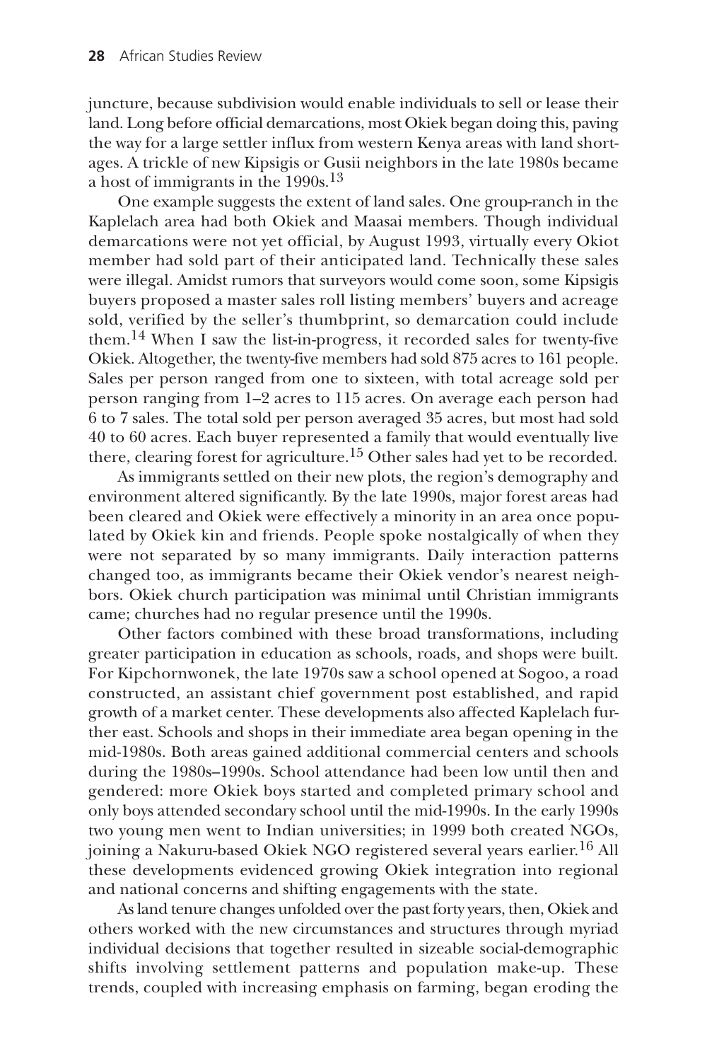juncture, because subdivision would enable individuals to sell or lease their land. Long before official demarcations, most Okiek began doing this, paving the way for a large settler influx from western Kenya areas with land shortages. A trickle of new Kipsigis or Gusii neighbors in the late 1980s became a host of immigrants in the 1990s.[13]

One example suggests the extent of land sales. One group-ranch in the Kaplelach area had both Okiek and Maasai members. Though individual demarcations were not yet official, by August 1993, virtually every Okiot member had sold part of their anticipated land. Technically these sales were illegal. Amidst rumors that surveyors would come soon, some Kipsigis buyers proposed a master sales roll listing members' buyers and acreage sold, verified by the seller's thumbprint, so demarcation could include them.[14] When I saw the list-in-progress, it recorded sales for twenty-five Okiek. Altogether, the twenty-five members had sold 875 acres to 161 people. Sales per person ranged from one to sixteen, with total acreage sold per person ranging from 1–2 acres to 115 acres. On average each person had 6 to 7 sales. The total sold per person averaged 35 acres, but most had sold 40 to 60 acres. Each buyer represented a family that would eventually live there, clearing forest for agriculture.[15] Other sales had yet to be recorded.

As immigrants settled on their new plots, the region's demography and environment altered significantly. By the late 1990s, major forest areas had been cleared and Okiek were effectively a minority in an area once populated by Okiek kin and friends. People spoke nostalgically of when they were not separated by so many immigrants. Daily interaction patterns changed too, as immigrants became their Okiek vendor's nearest neighbors. Okiek church participation was minimal until Christian immigrants came; churches had no regular presence until the 1990s.

Other factors combined with these broad transformations, including greater participation in education as schools, roads, and shops were built. For Kipchornwonek, the late 1970s saw a school opened at Sogoo, a road constructed, an assistant chief government post established, and rapid growth of a market center. These developments also affected Kaplelach further east. Schools and shops in their immediate area began opening in the mid-1980s. Both areas gained additional commercial centers and schools during the 1980s–1990s. School attendance had been low until then and gendered: more Okiek boys started and completed primary school and only boys attended secondary school until the mid-1990s. In the early 1990s two young men went to Indian universities; in 1999 both created NGOs, joining a Nakuru-based Okiek NGO registered several years earlier.[16] All these developments evidenced growing Okiek integration into regional and national concerns and shifting engagements with the state.

As land tenure changes unfolded over the past forty years, then, Okiek and others worked with the new circumstances and structures through myriad individual decisions that together resulted in sizeable social-demographic shifts involving settlement patterns and population make-up. These trends, coupled with increasing emphasis on farming, began eroding the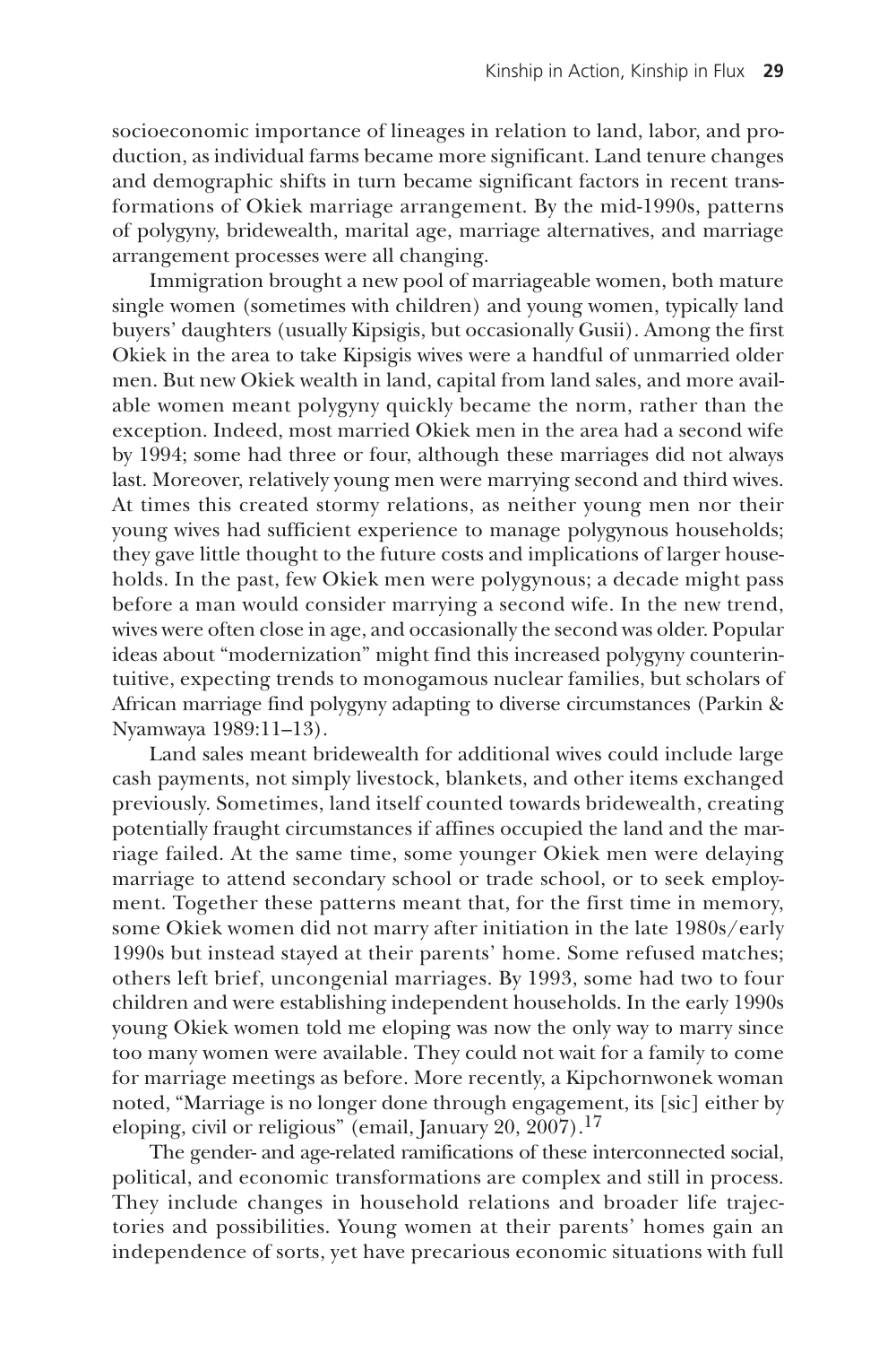socioeconomic importance of lineages in relation to land, labor, and production, as individual farms became more significant. Land tenure changes and demographic shifts in turn became significant factors in recent transformations of Okiek marriage arrangement. By the mid-1990s, patterns of polygyny, bridewealth, marital age, marriage alternatives, and marriage arrangement processes were all changing.

Immigration brought a new pool of marriageable women, both mature single women (sometimes with children) and young women, typically land buyers' daughters (usually Kipsigis, but occasionally Gusii). Among the first Okiek in the area to take Kipsigis wives were a handful of unmarried older men. But new Okiek wealth in land, capital from land sales, and more available women meant polygyny quickly became the norm, rather than the exception. Indeed, most married Okiek men in the area had a second wife by 1994; some had three or four, although these marriages did not always last. Moreover, relatively young men were marrying second and third wives. At times this created stormy relations, as neither young men nor their young wives had sufficient experience to manage polygynous households; they gave little thought to the future costs and implications of larger households. In the past, few Okiek men were polygynous; a decade might pass before a man would consider marrying a second wife. In the new trend, wives were often close in age, and occasionally the second was older. Popular ideas about "modernization" might find this increased polygyny counterintuitive, expecting trends to monogamous nuclear families, but scholars of African marriage find polygyny adapting to diverse circumstances (Parkin & Nyamwaya 1989:11–13).

Land sales meant bridewealth for additional wives could include large cash payments, not simply livestock, blankets, and other items exchanged previously. Sometimes, land itself counted towards bridewealth, creating potentially fraught circumstances if affines occupied the land and the marriage failed. At the same time, some younger Okiek men were delaying marriage to attend secondary school or trade school, or to seek employment. Together these patterns meant that, for the first time in memory, some Okiek women did not marry after initiation in the late 1980s/early 1990s but instead stayed at their parents' home. Some refused matches; others left brief, uncongenial marriages. By 1993, some had two to four children and were establishing independent households. In the early 1990s young Okiek women told me eloping was now the only way to marry since too many women were available. They could not wait for a family to come for marriage meetings as before. More recently, a Kipchornwonek woman noted, "Marriage is no longer done through engagement, its [sic] either by eloping, civil or religious" (email, January 20, 2007).[17]

The gender- and age-related ramifications of these interconnected social, political, and economic transformations are complex and still in process. They include changes in household relations and broader life trajectories and possibilities. Young women at their parents' homes gain an independence of sorts, yet have precarious economic situations with full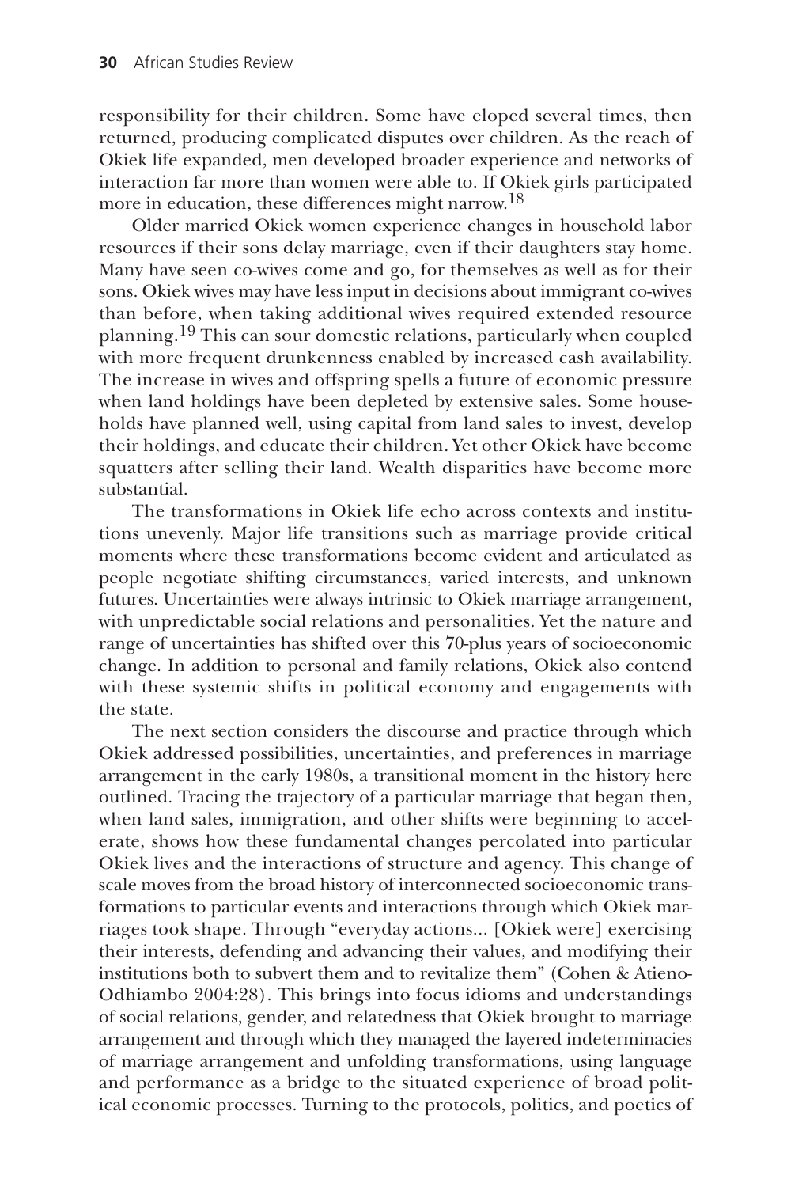responsibility for their children. Some have eloped several times, then returned, producing complicated disputes over children. As the reach of Okiek life expanded, men developed broader experience and networks of interaction far more than women were able to. If Okiek girls participated more in education, these differences might narrow.[18]

Older married Okiek women experience changes in household labor resources if their sons delay marriage, even if their daughters stay home. Many have seen co-wives come and go, for themselves as well as for their sons. Okiek wives may have less input in decisions about immigrant co-wives than before, when taking additional wives required extended resource planning.[19] This can sour domestic relations, particularly when coupled with more frequent drunkenness enabled by increased cash availability. The increase in wives and offspring spells a future of economic pressure when land holdings have been depleted by extensive sales. Some households have planned well, using capital from land sales to invest, develop their holdings, and educate their children. Yet other Okiek have become squatters after selling their land. Wealth disparities have become more substantial.

The transformations in Okiek life echo across contexts and institutions unevenly. Major life transitions such as marriage provide critical moments where these transformations become evident and articulated as people negotiate shifting circumstances, varied interests, and unknown futures. Uncertainties were always intrinsic to Okiek marriage arrangement, with unpredictable social relations and personalities. Yet the nature and range of uncertainties has shifted over this 70-plus years of socioeconomic change. In addition to personal and family relations, Okiek also contend with these systemic shifts in political economy and engagements with the state.

The next section considers the discourse and practice through which Okiek addressed possibilities, uncertainties, and preferences in marriage arrangement in the early 1980s, a transitional moment in the history here outlined. Tracing the trajectory of a particular marriage that began then, when land sales, immigration, and other shifts were beginning to accelerate, shows how these fundamental changes percolated into particular Okiek lives and the interactions of structure and agency. This change of scale moves from the broad history of interconnected socioeconomic transformations to particular events and interactions through which Okiek marriages took shape. Through "everyday actions... [Okiek were] exercising their interests, defending and advancing their values, and modifying their institutions both to subvert them and to revitalize them" (Cohen & Atieno-Odhiambo 2004:28). This brings into focus idioms and understandings of social relations, gender, and relatedness that Okiek brought to marriage arrangement and through which they managed the layered indeterminacies of marriage arrangement and unfolding transformations, using language and performance as a bridge to the situated experience of broad political economic processes. Turning to the protocols, politics, and poetics of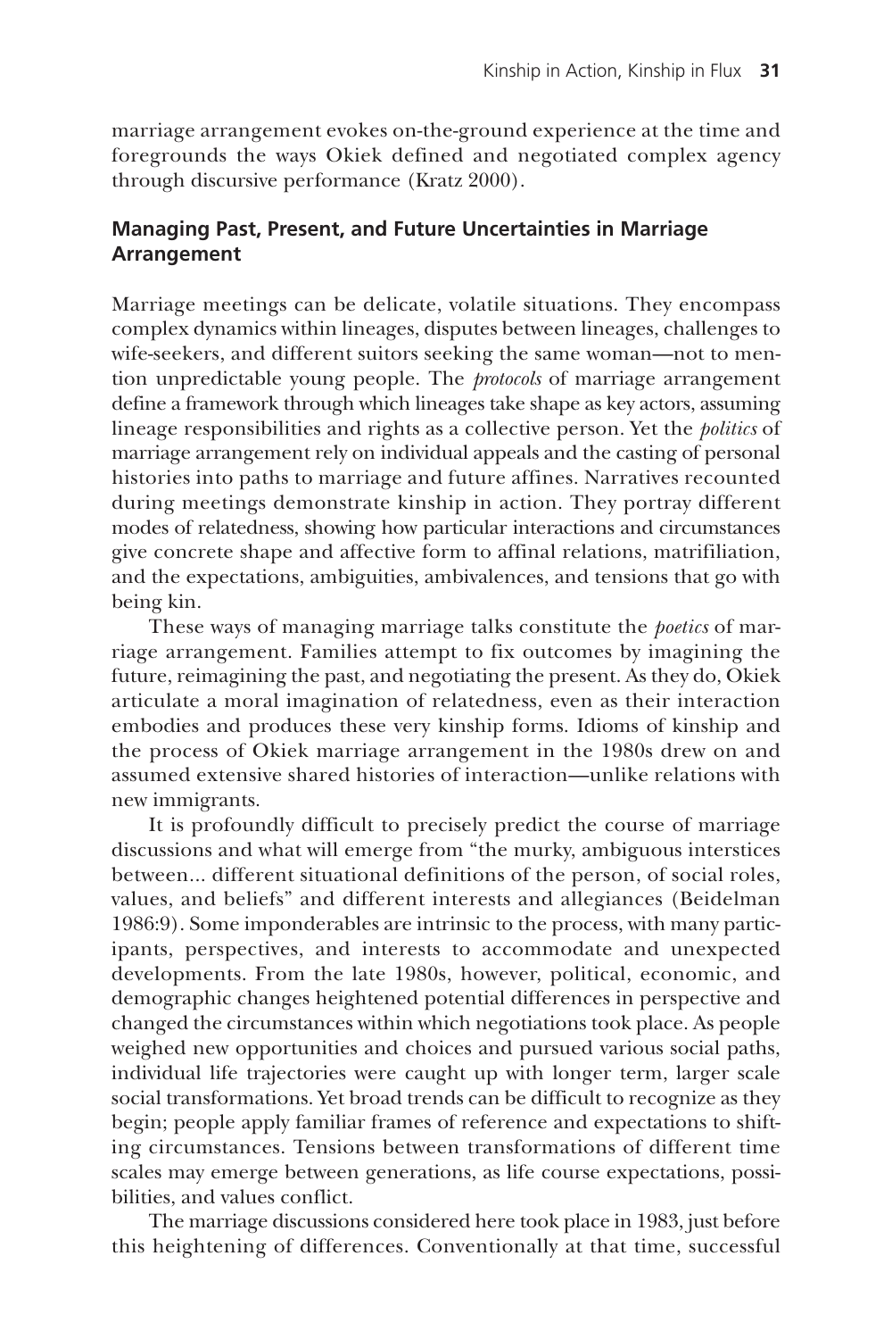marriage arrangement evokes on-the-ground experience at the time and foregrounds the ways Okiek defined and negotiated complex agency through discursive performance (Kratz 2000).

### Managing Past, Present, and Future Uncertainties in Marriage Arrangement

Marriage meetings can be delicate, volatile situations. They encompass complex dynamics within lineages, disputes between lineages, challenges to wife-seekers, and different suitors seeking the same woman—not to mention unpredictable young people. The *protocols* of marriage arrangement define a framework through which lineages take shape as key actors, assuming lineage responsibilities and rights as a collective person. Yet the *politics* of marriage arrangement rely on individual appeals and the casting of personal histories into paths to marriage and future affines. Narratives recounted during meetings demonstrate kinship in action. They portray different modes of relatedness, showing how particular interactions and circumstances give concrete shape and affective form to affinal relations, matrifiliation, and the expectations, ambiguities, ambivalences, and tensions that go with being kin.

These ways of managing marriage talks constitute the *poetics* of marriage arrangement. Families attempt to fix outcomes by imagining the future, reimagining the past, and negotiating the present. As they do, Okiek articulate a moral imagination of relatedness, even as their interaction embodies and produces these very kinship forms. Idioms of kinship and the process of Okiek marriage arrangement in the 1980s drew on and assumed extensive shared histories of interaction—unlike relations with new immigrants.

It is profoundly difficult to precisely predict the course of marriage discussions and what will emerge from "the murky, ambiguous interstices between... different situational definitions of the person, of social roles, values, and beliefs" and different interests and allegiances (Beidelman 1986:9). Some imponderables are intrinsic to the process, with many participants, perspectives, and interests to accommodate and unexpected developments. From the late 1980s, however, political, economic, and demographic changes heightened potential differences in perspective and changed the circumstances within which negotiations took place. As people weighed new opportunities and choices and pursued various social paths, individual life trajectories were caught up with longer term, larger scale social transformations. Yet broad trends can be difficult to recognize as they begin; people apply familiar frames of reference and expectations to shifting circumstances. Tensions between transformations of different time scales may emerge between generations, as life course expectations, possibilities, and values conflict.

The marriage discussions considered here took place in 1983, just before this heightening of differences. Conventionally at that time, successful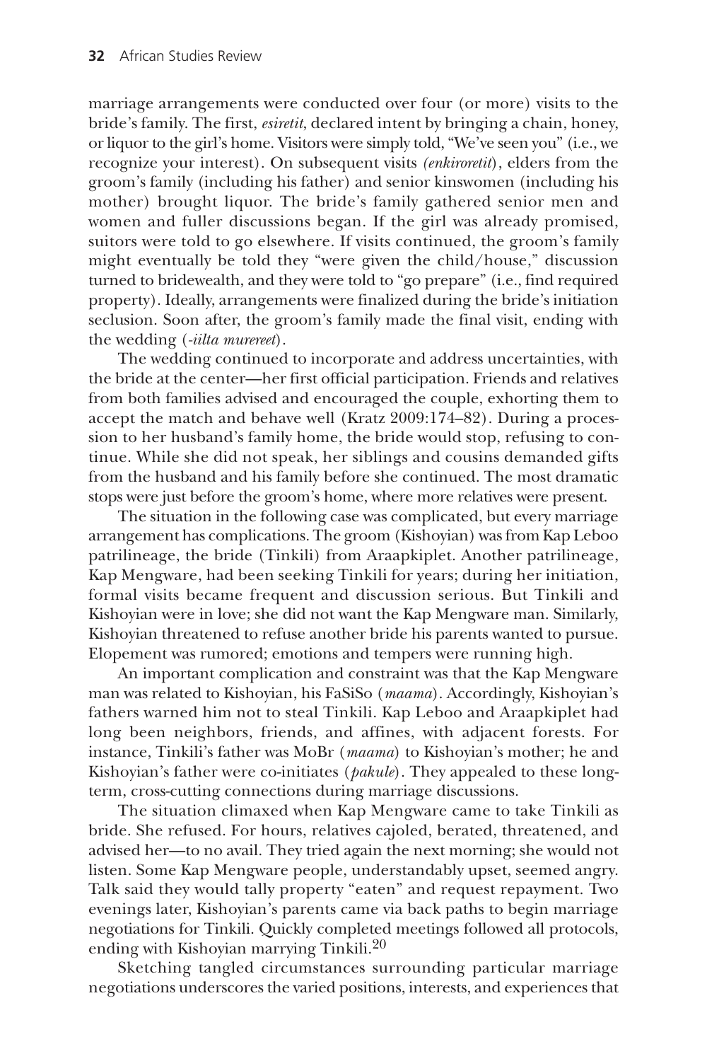marriage arrangements were conducted over four (or more) visits to the bride's family. The first, *esiretit*, declared intent by bringing a chain, honey, or liquor to the girl's home. Visitors were simply told, "We've seen you" (i.e., we recognize your interest). On subsequent visits *(enkiroretit*), elders from the groom's family (including his father) and senior kinswomen (including his mother) brought liquor. The bride's family gathered senior men and women and fuller discussions began. If the girl was already promised, suitors were told to go elsewhere. If visits continued, the groom's family might eventually be told they "were given the child/house," discussion turned to bridewealth, and they were told to "go prepare" (i.e., find required property). Ideally, arrangements were finalized during the bride's initiation seclusion. Soon after, the groom's family made the final visit, ending with the wedding (*-iilta murereet*).

The wedding continued to incorporate and address uncertainties, with the bride at the center—her first official participation. Friends and relatives from both families advised and encouraged the couple, exhorting them to accept the match and behave well (Kratz 2009:174–82). During a procession to her husband's family home, the bride would stop, refusing to continue. While she did not speak, her siblings and cousins demanded gifts from the husband and his family before she continued. The most dramatic stops were just before the groom's home, where more relatives were present.

The situation in the following case was complicated, but every marriage arrangement has complications. The groom (Kishoyian) was from Kap Leboo patrilineage, the bride (Tinkili) from Araapkiplet. Another patrilineage, Kap Mengware, had been seeking Tinkili for years; during her initiation, formal visits became frequent and discussion serious. But Tinkili and Kishoyian were in love; she did not want the Kap Mengware man. Similarly, Kishoyian threatened to refuse another bride his parents wanted to pursue. Elopement was rumored; emotions and tempers were running high.

An important complication and constraint was that the Kap Mengware man was related to Kishoyian, his FaSiSo (*maama*). Accordingly, Kishoyian's fathers warned him not to steal Tinkili. Kap Leboo and Araapkiplet had long been neighbors, friends, and affines, with adjacent forests. For instance, Tinkili's father was MoBr (*maama*) to Kishoyian's mother; he and Kishoyian's father were co-initiates (*pakule*). They appealed to these long-term, cross-cutting connections during marriage discussions.

The situation climaxed when Kap Mengware came to take Tinkili as bride. She refused. For hours, relatives cajoled, berated, threatened, and advised her—to no avail. They tried again the next morning; she would not listen. Some Kap Mengware people, understandably upset, seemed angry. Talk said they would tally property "eaten" and request repayment. Two evenings later, Kishoyian's parents came via back paths to begin marriage negotiations for Tinkili. Quickly completed meetings followed all protocols, ending with Kishoyian marrying Tinkili.[20]

Sketching tangled circumstances surrounding particular marriage negotiations underscores the varied positions, interests, and experiences that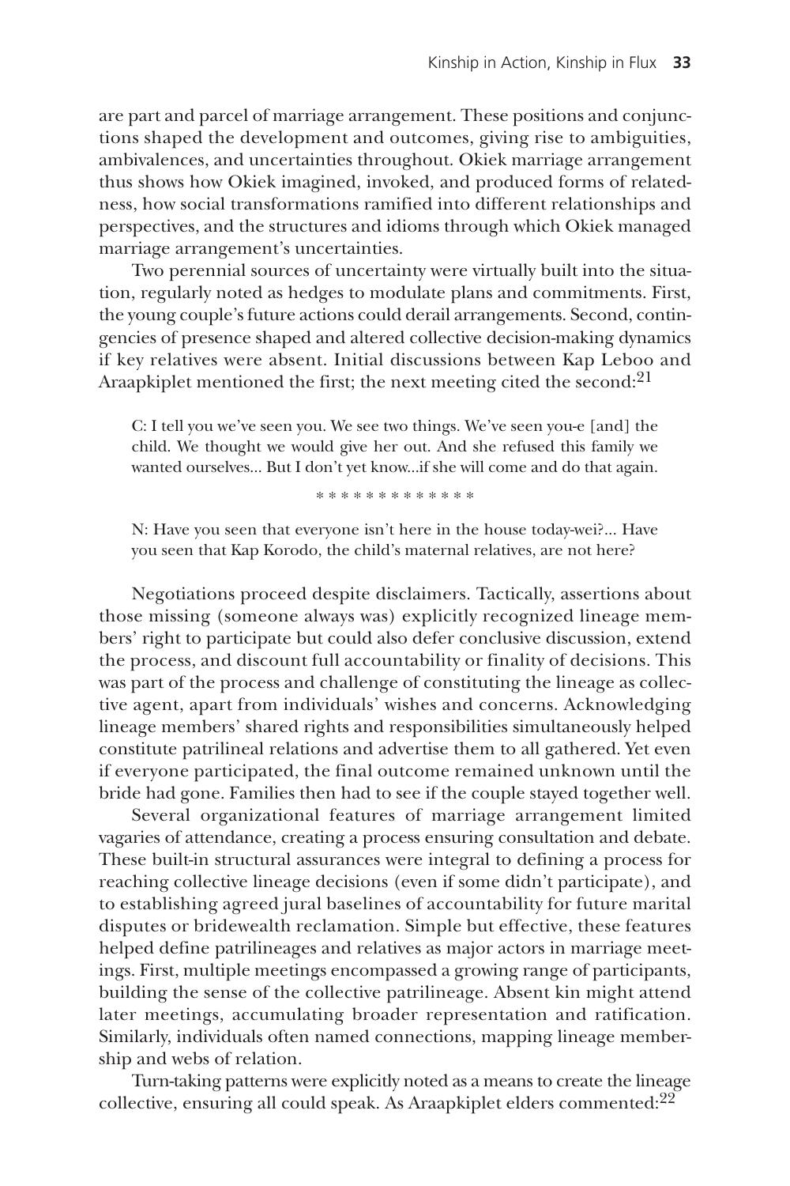are part and parcel of marriage arrangement. These positions and conjunctions shaped the development and outcomes, giving rise to ambiguities, ambivalences, and uncertainties throughout. Okiek marriage arrangement thus shows how Okiek imagined, invoked, and produced forms of relatedness, how social transformations ramified into different relationships and perspectives, and the structures and idioms through which Okiek managed marriage arrangement's uncertainties.

Two perennial sources of uncertainty were virtually built into the situation, regularly noted as hedges to modulate plans and commitments. First, the young couple's future actions could derail arrangements. Second, contingencies of presence shaped and altered collective decision-making dynamics if key relatives were absent. Initial discussions between Kap Leboo and Araapkiplet mentioned the first; the next meeting cited the second:[21]

> C: I tell you we've seen you. We see two things. We've seen you-e [and] the child. We thought we would give her out. And she refused this family we wanted ourselves... But I don't yet know...if she will come and do that again.
>
> \* \* \* \* \* \* \* \* \* \* \* \* \*
>
> N: Have you seen that everyone isn't here in the house today-wei?... Have you seen that Kap Korodo, the child's maternal relatives, are not here?

Negotiations proceed despite disclaimers. Tactically, assertions about those missing (someone always was) explicitly recognized lineage members' right to participate but could also defer conclusive discussion, extend the process, and discount full accountability or finality of decisions. This was part of the process and challenge of constituting the lineage as collective agent, apart from individuals' wishes and concerns. Acknowledging lineage members' shared rights and responsibilities simultaneously helped constitute patrilineal relations and advertise them to all gathered. Yet even if everyone participated, the final outcome remained unknown until the bride had gone. Families then had to see if the couple stayed together well.

Several organizational features of marriage arrangement limited vagaries of attendance, creating a process ensuring consultation and debate. These built-in structural assurances were integral to defining a process for reaching collective lineage decisions (even if some didn't participate), and to establishing agreed jural baselines of accountability for future marital disputes or bridewealth reclamation. Simple but effective, these features helped define patrilineages and relatives as major actors in marriage meetings. First, multiple meetings encompassed a growing range of participants, building the sense of the collective patrilineage. Absent kin might attend later meetings, accumulating broader representation and ratification. Similarly, individuals often named connections, mapping lineage membership and webs of relation.

Turn-taking patterns were explicitly noted as a means to create the lineage collective, ensuring all could speak. As Araapkiplet elders commented:[22]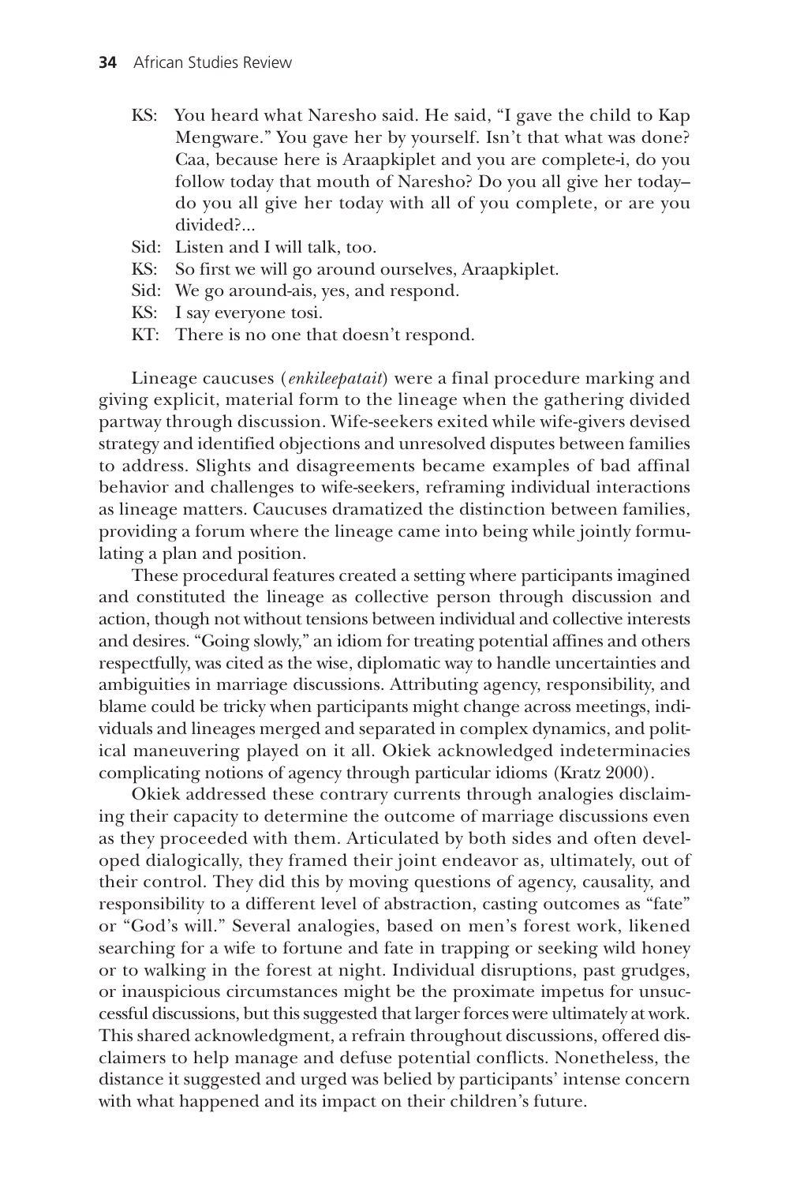KS: You heard what Naresho said. He said, "I gave the child to Kap Mengware." You gave her by yourself. Isn't that what was done? Caa, because here is Araapkiplet and you are complete-i, do you follow today that mouth of Naresho? Do you all give her today–do you all give her today with all of you complete, or are you divided?...

Sid: Listen and I will talk, too.

KS: So first we will go around ourselves, Araapkiplet.

Sid: We go around-ais, yes, and respond.

KS: I say everyone tosi.

KT: There is no one that doesn't respond.

Lineage caucuses (*enkileepatait*) were a final procedure marking and giving explicit, material form to the lineage when the gathering divided partway through discussion. Wife-seekers exited while wife-givers devised strategy and identified objections and unresolved disputes between families to address. Slights and disagreements became examples of bad affinal behavior and challenges to wife-seekers, reframing individual interactions as lineage matters. Caucuses dramatized the distinction between families, providing a forum where the lineage came into being while jointly formulating a plan and position.

These procedural features created a setting where participants imagined and constituted the lineage as collective person through discussion and action, though not without tensions between individual and collective interests and desires. "Going slowly," an idiom for treating potential affines and others respectfully, was cited as the wise, diplomatic way to handle uncertainties and ambiguities in marriage discussions. Attributing agency, responsibility, and blame could be tricky when participants might change across meetings, individuals and lineages merged and separated in complex dynamics, and political maneuvering played on it all. Okiek acknowledged indeterminacies complicating notions of agency through particular idioms (Kratz 2000).

Okiek addressed these contrary currents through analogies disclaiming their capacity to determine the outcome of marriage discussions even as they proceeded with them. Articulated by both sides and often developed dialogically, they framed their joint endeavor as, ultimately, out of their control. They did this by moving questions of agency, causality, and responsibility to a different level of abstraction, casting outcomes as "fate" or "God's will." Several analogies, based on men's forest work, likened searching for a wife to fortune and fate in trapping or seeking wild honey or to walking in the forest at night. Individual disruptions, past grudges, or inauspicious circumstances might be the proximate impetus for unsuccessful discussions, but this suggested that larger forces were ultimately at work. This shared acknowledgment, a refrain throughout discussions, offered disclaimers to help manage and defuse potential conflicts. Nonetheless, the distance it suggested and urged was belied by participants' intense concern with what happened and its impact on their children's future.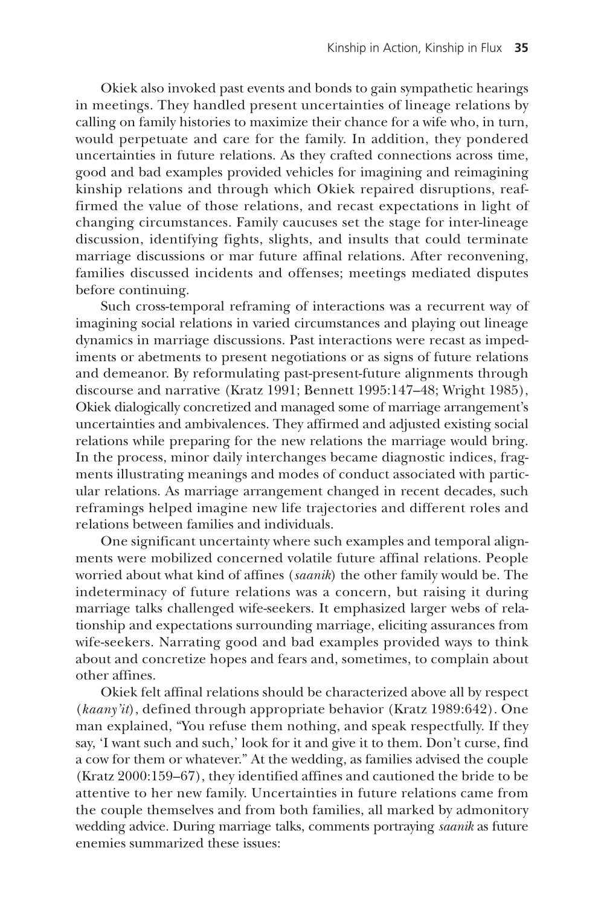Okiek also invoked past events and bonds to gain sympathetic hearings in meetings. They handled present uncertainties of lineage relations by calling on family histories to maximize their chance for a wife who, in turn, would perpetuate and care for the family. In addition, they pondered uncertainties in future relations. As they crafted connections across time, good and bad examples provided vehicles for imagining and reimagining kinship relations and through which Okiek repaired disruptions, reaffirmed the value of those relations, and recast expectations in light of changing circumstances. Family caucuses set the stage for inter-lineage discussion, identifying fights, slights, and insults that could terminate marriage discussions or mar future affinal relations. After reconvening, families discussed incidents and offenses; meetings mediated disputes before continuing.

Such cross-temporal reframing of interactions was a recurrent way of imagining social relations in varied circumstances and playing out lineage dynamics in marriage discussions. Past interactions were recast as impediments or abetments to present negotiations or as signs of future relations and demeanor. By reformulating past-present-future alignments through discourse and narrative (Kratz 1991; Bennett 1995:147–48; Wright 1985), Okiek dialogically concretized and managed some of marriage arrangement's uncertainties and ambivalences. They affirmed and adjusted existing social relations while preparing for the new relations the marriage would bring. In the process, minor daily interchanges became diagnostic indices, fragments illustrating meanings and modes of conduct associated with particular relations. As marriage arrangement changed in recent decades, such reframings helped imagine new life trajectories and different roles and relations between families and individuals.

One significant uncertainty where such examples and temporal alignments were mobilized concerned volatile future affinal relations. People worried about what kind of affines (*saanik*) the other family would be. The indeterminacy of future relations was a concern, but raising it during marriage talks challenged wife-seekers. It emphasized larger webs of relationship and expectations surrounding marriage, eliciting assurances from wife-seekers. Narrating good and bad examples provided ways to think about and concretize hopes and fears and, sometimes, to complain about other affines.

Okiek felt affinal relations should be characterized above all by respect (*kaany'it*), defined through appropriate behavior (Kratz 1989:642). One man explained, "You refuse them nothing, and speak respectfully. If they say, 'I want such and such,' look for it and give it to them. Don't curse, find a cow for them or whatever." At the wedding, as families advised the couple (Kratz 2000:159–67), they identified affines and cautioned the bride to be attentive to her new family. Uncertainties in future relations came from the couple themselves and from both families, all marked by admonitory wedding advice. During marriage talks, comments portraying *saanik* as future enemies summarized these issues: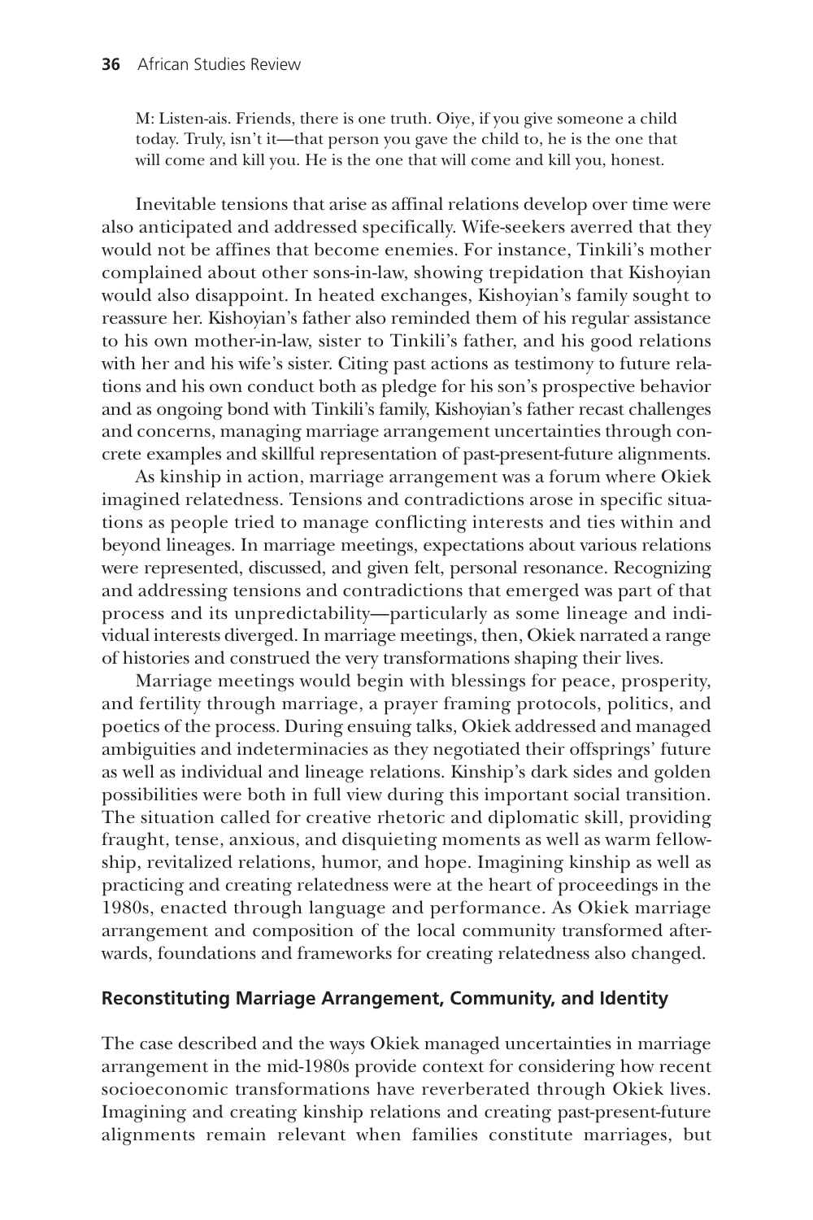> M: Listen-ais. Friends, there is one truth. Oiye, if you give someone a child today. Truly, isn't it—that person you gave the child to, he is the one that will come and kill you. He is the one that will come and kill you, honest.

Inevitable tensions that arise as affinal relations develop over time were also anticipated and addressed specifically. Wife-seekers averred that they would not be affines that become enemies. For instance, Tinkili's mother complained about other sons-in-law, showing trepidation that Kishoyian would also disappoint. In heated exchanges, Kishoyian's family sought to reassure her. Kishoyian's father also reminded them of his regular assistance to his own mother-in-law, sister to Tinkili's father, and his good relations with her and his wife's sister. Citing past actions as testimony to future relations and his own conduct both as pledge for his son's prospective behavior and as ongoing bond with Tinkili's family, Kishoyian's father recast challenges and concerns, managing marriage arrangement uncertainties through concrete examples and skillful representation of past-present-future alignments.

As kinship in action, marriage arrangement was a forum where Okiek imagined relatedness. Tensions and contradictions arose in specific situations as people tried to manage conflicting interests and ties within and beyond lineages. In marriage meetings, expectations about various relations were represented, discussed, and given felt, personal resonance. Recognizing and addressing tensions and contradictions that emerged was part of that process and its unpredictability—particularly as some lineage and individual interests diverged. In marriage meetings, then, Okiek narrated a range of histories and construed the very transformations shaping their lives.

Marriage meetings would begin with blessings for peace, prosperity, and fertility through marriage, a prayer framing protocols, politics, and poetics of the process. During ensuing talks, Okiek addressed and managed ambiguities and indeterminacies as they negotiated their offsprings' future as well as individual and lineage relations. Kinship's dark sides and golden possibilities were both in full view during this important social transition. The situation called for creative rhetoric and diplomatic skill, providing fraught, tense, anxious, and disquieting moments as well as warm fellowship, revitalized relations, humor, and hope. Imagining kinship as well as practicing and creating relatedness were at the heart of proceedings in the 1980s, enacted through language and performance. As Okiek marriage arrangement and composition of the local community transformed afterwards, foundations and frameworks for creating relatedness also changed.

## Reconstituting Marriage Arrangement, Community, and Identity

The case described and the ways Okiek managed uncertainties in marriage arrangement in the mid-1980s provide context for considering how recent socioeconomic transformations have reverberated through Okiek lives. Imagining and creating kinship relations and creating past-present-future alignments remain relevant when families constitute marriages, but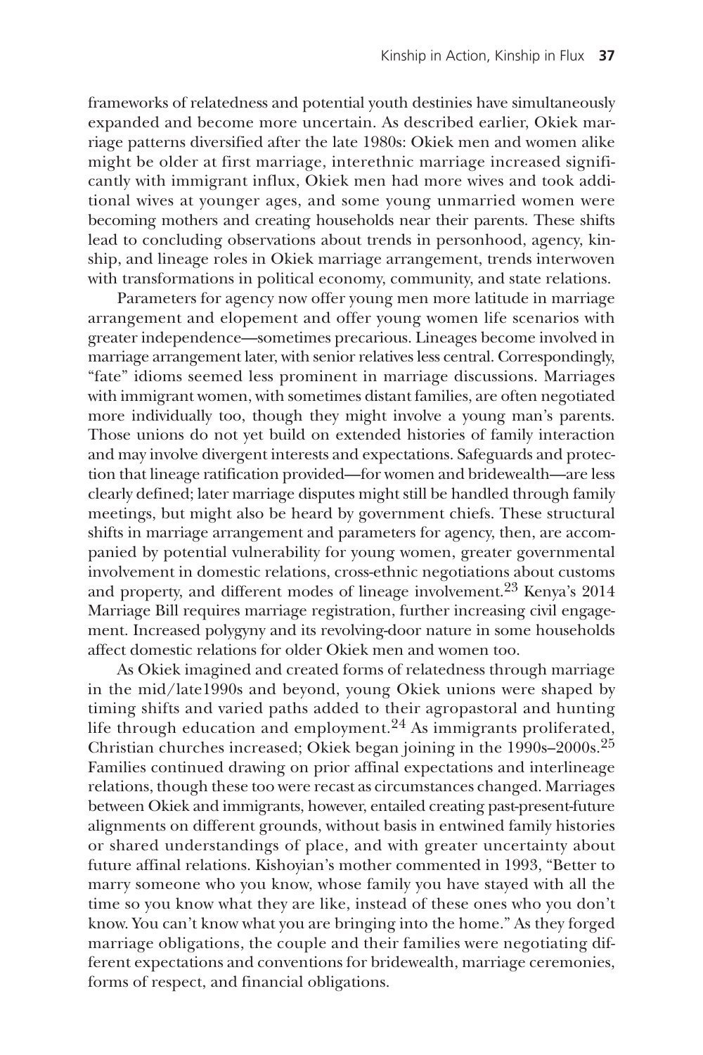frameworks of relatedness and potential youth destinies have simultaneously expanded and become more uncertain. As described earlier, Okiek marriage patterns diversified after the late 1980s: Okiek men and women alike might be older at first marriage, interethnic marriage increased significantly with immigrant influx, Okiek men had more wives and took additional wives at younger ages, and some young unmarried women were becoming mothers and creating households near their parents. These shifts lead to concluding observations about trends in personhood, agency, kinship, and lineage roles in Okiek marriage arrangement, trends interwoven with transformations in political economy, community, and state relations.

Parameters for agency now offer young men more latitude in marriage arrangement and elopement and offer young women life scenarios with greater independence—sometimes precarious. Lineages become involved in marriage arrangement later, with senior relatives less central. Correspondingly, "fate" idioms seemed less prominent in marriage discussions. Marriages with immigrant women, with sometimes distant families, are often negotiated more individually too, though they might involve a young man's parents. Those unions do not yet build on extended histories of family interaction and may involve divergent interests and expectations. Safeguards and protection that lineage ratification provided—for women and bridewealth—are less clearly defined; later marriage disputes might still be handled through family meetings, but might also be heard by government chiefs. These structural shifts in marriage arrangement and parameters for agency, then, are accompanied by potential vulnerability for young women, greater governmental involvement in domestic relations, cross-ethnic negotiations about customs and property, and different modes of lineage involvement.[23] Kenya's 2014 Marriage Bill requires marriage registration, further increasing civil engagement. Increased polygyny and its revolving-door nature in some households affect domestic relations for older Okiek men and women too.

As Okiek imagined and created forms of relatedness through marriage in the mid/late1990s and beyond, young Okiek unions were shaped by timing shifts and varied paths added to their agropastoral and hunting life through education and employment.[24] As immigrants proliferated, Christian churches increased; Okiek began joining in the 1990s–2000s.[25] Families continued drawing on prior affinal expectations and interlineage relations, though these too were recast as circumstances changed. Marriages between Okiek and immigrants, however, entailed creating past-present-future alignments on different grounds, without basis in entwined family histories or shared understandings of place, and with greater uncertainty about future affinal relations. Kishoyian's mother commented in 1993, "Better to marry someone who you know, whose family you have stayed with all the time so you know what they are like, instead of these ones who you don't know. You can't know what you are bringing into the home." As they forged marriage obligations, the couple and their families were negotiating different expectations and conventions for bridewealth, marriage ceremonies, forms of respect, and financial obligations.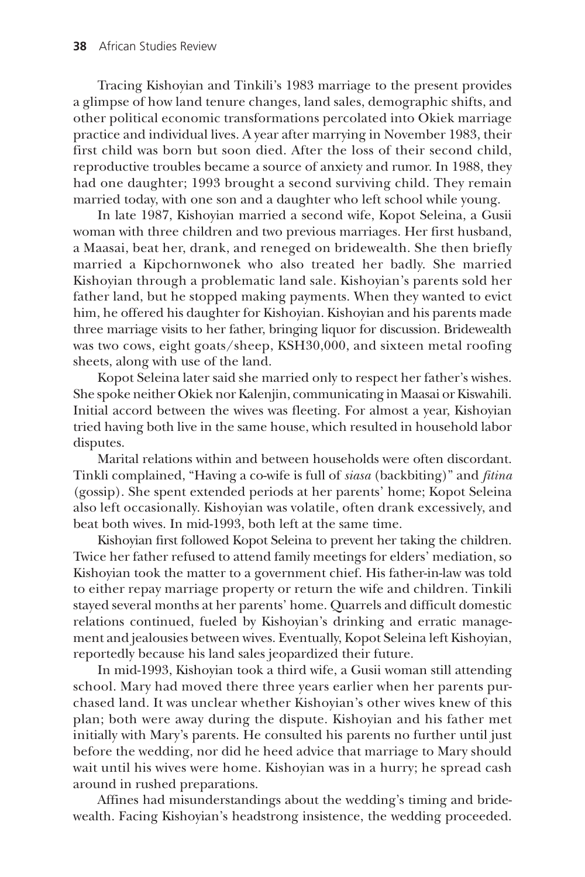Tracing Kishoyian and Tinkili's 1983 marriage to the present provides a glimpse of how land tenure changes, land sales, demographic shifts, and other political economic transformations percolated into Okiek marriage practice and individual lives. A year after marrying in November 1983, their first child was born but soon died. After the loss of their second child, reproductive troubles became a source of anxiety and rumor. In 1988, they had one daughter; 1993 brought a second surviving child. They remain married today, with one son and a daughter who left school while young.

In late 1987, Kishoyian married a second wife, Kopot Seleina, a Gusii woman with three children and two previous marriages. Her first husband, a Maasai, beat her, drank, and reneged on bridewealth. She then briefly married a Kipchornwonek who also treated her badly. She married Kishoyian through a problematic land sale. Kishoyian's parents sold her father land, but he stopped making payments. When they wanted to evict him, he offered his daughter for Kishoyian. Kishoyian and his parents made three marriage visits to her father, bringing liquor for discussion. Bridewealth was two cows, eight goats/sheep, KSH30,000, and sixteen metal roofing sheets, along with use of the land.

Kopot Seleina later said she married only to respect her father's wishes. She spoke neither Okiek nor Kalenjin, communicating in Maasai or Kiswahili. Initial accord between the wives was fleeting. For almost a year, Kishoyian tried having both live in the same house, which resulted in household labor disputes.

Marital relations within and between households were often discordant. Tinkli complained, "Having a co-wife is full of *siasa* (backbiting)" and *fitina* (gossip). She spent extended periods at her parents' home; Kopot Seleina also left occasionally. Kishoyian was volatile, often drank excessively, and beat both wives. In mid-1993, both left at the same time.

Kishoyian first followed Kopot Seleina to prevent her taking the children. Twice her father refused to attend family meetings for elders' mediation, so Kishoyian took the matter to a government chief. His father-in-law was told to either repay marriage property or return the wife and children. Tinkili stayed several months at her parents' home. Quarrels and difficult domestic relations continued, fueled by Kishoyian's drinking and erratic management and jealousies between wives. Eventually, Kopot Seleina left Kishoyian, reportedly because his land sales jeopardized their future.

In mid-1993, Kishoyian took a third wife, a Gusii woman still attending school. Mary had moved there three years earlier when her parents purchased land. It was unclear whether Kishoyian's other wives knew of this plan; both were away during the dispute. Kishoyian and his father met initially with Mary's parents. He consulted his parents no further until just before the wedding, nor did he heed advice that marriage to Mary should wait until his wives were home. Kishoyian was in a hurry; he spread cash around in rushed preparations.

Affines had misunderstandings about the wedding's timing and bridewealth. Facing Kishoyian's headstrong insistence, the wedding proceeded.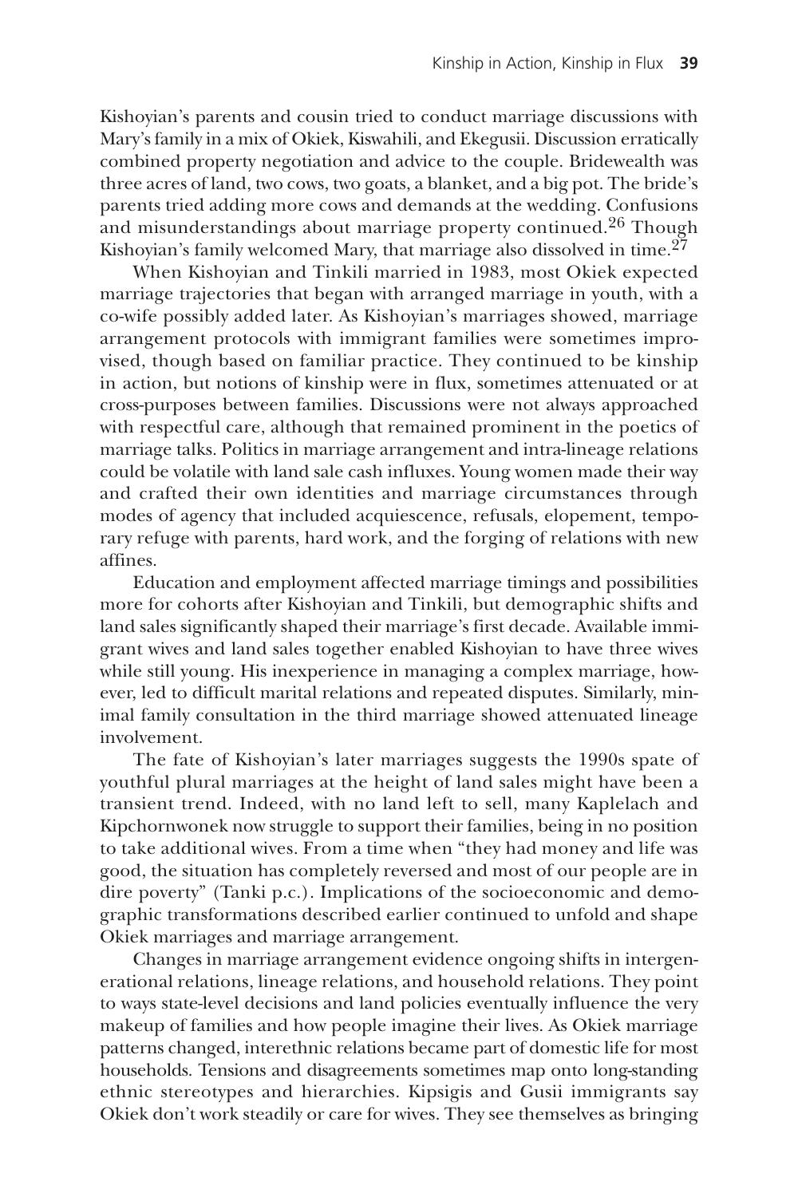Kishoyian's parents and cousin tried to conduct marriage discussions with Mary's family in a mix of Okiek, Kiswahili, and Ekegusii. Discussion erratically combined property negotiation and advice to the couple. Bridewealth was three acres of land, two cows, two goats, a blanket, and a big pot. The bride's parents tried adding more cows and demands at the wedding. Confusions and misunderstandings about marriage property continued.[26] Though Kishoyian's family welcomed Mary, that marriage also dissolved in time.[27]

When Kishoyian and Tinkili married in 1983, most Okiek expected marriage trajectories that began with arranged marriage in youth, with a co-wife possibly added later. As Kishoyian's marriages showed, marriage arrangement protocols with immigrant families were sometimes improvised, though based on familiar practice. They continued to be kinship in action, but notions of kinship were in flux, sometimes attenuated or at cross-purposes between families. Discussions were not always approached with respectful care, although that remained prominent in the poetics of marriage talks. Politics in marriage arrangement and intra-lineage relations could be volatile with land sale cash influxes. Young women made their way and crafted their own identities and marriage circumstances through modes of agency that included acquiescence, refusals, elopement, temporary refuge with parents, hard work, and the forging of relations with new affines.

Education and employment affected marriage timings and possibilities more for cohorts after Kishoyian and Tinkili, but demographic shifts and land sales significantly shaped their marriage's first decade. Available immigrant wives and land sales together enabled Kishoyian to have three wives while still young. His inexperience in managing a complex marriage, however, led to difficult marital relations and repeated disputes. Similarly, minimal family consultation in the third marriage showed attenuated lineage involvement.

The fate of Kishoyian's later marriages suggests the 1990s spate of youthful plural marriages at the height of land sales might have been a transient trend. Indeed, with no land left to sell, many Kaplelach and Kipchornwonek now struggle to support their families, being in no position to take additional wives. From a time when "they had money and life was good, the situation has completely reversed and most of our people are in dire poverty" (Tanki p.c.). Implications of the socioeconomic and demographic transformations described earlier continued to unfold and shape Okiek marriages and marriage arrangement.

Changes in marriage arrangement evidence ongoing shifts in intergenerational relations, lineage relations, and household relations. They point to ways state-level decisions and land policies eventually influence the very makeup of families and how people imagine their lives. As Okiek marriage patterns changed, interethnic relations became part of domestic life for most households. Tensions and disagreements sometimes map onto long-standing ethnic stereotypes and hierarchies. Kipsigis and Gusii immigrants say Okiek don't work steadily or care for wives. They see themselves as bringing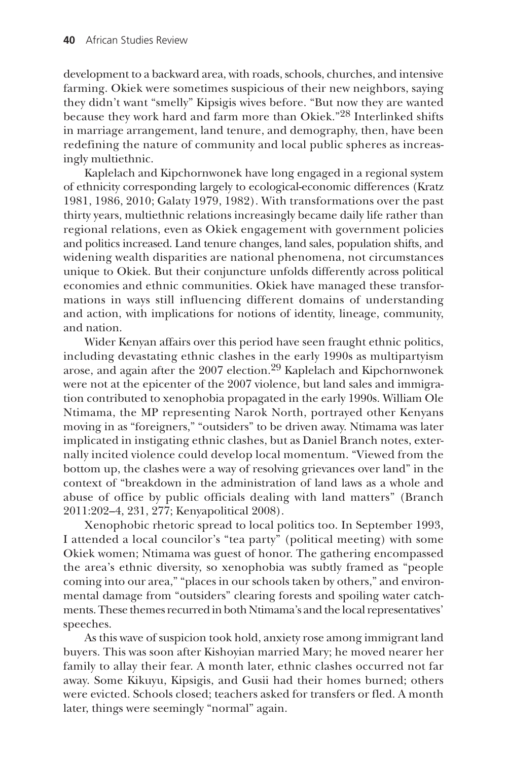development to a backward area, with roads, schools, churches, and intensive farming. Okiek were sometimes suspicious of their new neighbors, saying they didn't want "smelly" Kipsigis wives before. "But now they are wanted because they work hard and farm more than Okiek."[28] Interlinked shifts in marriage arrangement, land tenure, and demography, then, have been redefining the nature of community and local public spheres as increasingly multiethnic.

Kaplelach and Kipchornwonek have long engaged in a regional system of ethnicity corresponding largely to ecological-economic differences (Kratz 1981, 1986, 2010; Galaty 1979, 1982). With transformations over the past thirty years, multiethnic relations increasingly became daily life rather than regional relations, even as Okiek engagement with government policies and politics increased. Land tenure changes, land sales, population shifts, and widening wealth disparities are national phenomena, not circumstances unique to Okiek. But their conjuncture unfolds differently across political economies and ethnic communities. Okiek have managed these transformations in ways still influencing different domains of understanding and action, with implications for notions of identity, lineage, community, and nation.

Wider Kenyan affairs over this period have seen fraught ethnic politics, including devastating ethnic clashes in the early 1990s as multipartyism arose, and again after the 2007 election.[29] Kaplelach and Kipchornwonek were not at the epicenter of the 2007 violence, but land sales and immigration contributed to xenophobia propagated in the early 1990s. William Ole Ntimama, the MP representing Narok North, portrayed other Kenyans moving in as "foreigners," "outsiders" to be driven away. Ntimama was later implicated in instigating ethnic clashes, but as Daniel Branch notes, externally incited violence could develop local momentum. "Viewed from the bottom up, the clashes were a way of resolving grievances over land" in the context of "breakdown in the administration of land laws as a whole and abuse of office by public officials dealing with land matters" (Branch 2011:202–4, 231, 277; Kenyapolitical 2008).

Xenophobic rhetoric spread to local politics too. In September 1993, I attended a local councilor's "tea party" (political meeting) with some Okiek women; Ntimama was guest of honor. The gathering encompassed the area's ethnic diversity, so xenophobia was subtly framed as "people coming into our area," "places in our schools taken by others," and environmental damage from "outsiders" clearing forests and spoiling water catchments. These themes recurred in both Ntimama's and the local representatives' speeches.

As this wave of suspicion took hold, anxiety rose among immigrant land buyers. This was soon after Kishoyian married Mary; he moved nearer her family to allay their fear. A month later, ethnic clashes occurred not far away. Some Kikuyu, Kipsigis, and Gusii had their homes burned; others were evicted. Schools closed; teachers asked for transfers or fled. A month later, things were seemingly "normal" again.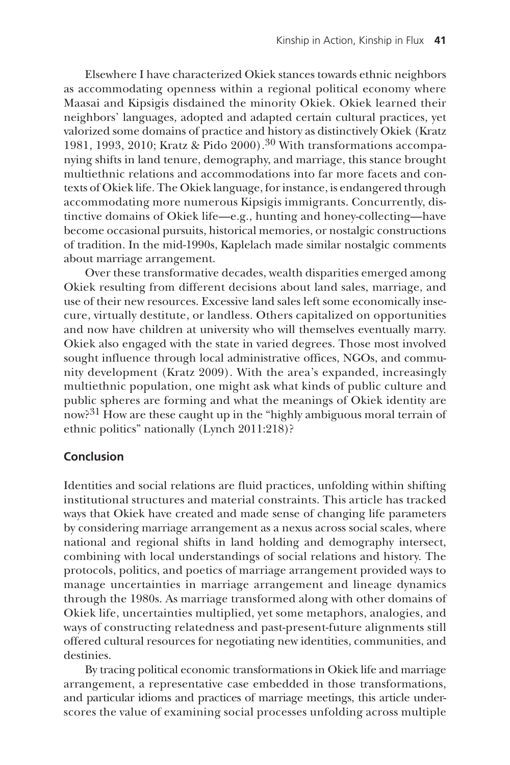Elsewhere I have characterized Okiek stances towards ethnic neighbors as accommodating openness within a regional political economy where Maasai and Kipsigis disdained the minority Okiek. Okiek learned their neighbors' languages, adopted and adapted certain cultural practices, yet valorized some domains of practice and history as distinctively Okiek (Kratz 1981, 1993, 2010; Kratz & Pido 2000).[30] With transformations accompanying shifts in land tenure, demography, and marriage, this stance brought multiethnic relations and accommodations into far more facets and contexts of Okiek life. The Okiek language, for instance, is endangered through accommodating more numerous Kipsigis immigrants. Concurrently, distinctive domains of Okiek life—e.g., hunting and honey-collecting—have become occasional pursuits, historical memories, or nostalgic constructions of tradition. In the mid-1990s, Kaplelach made similar nostalgic comments about marriage arrangement.

Over these transformative decades, wealth disparities emerged among Okiek resulting from different decisions about land sales, marriage, and use of their new resources. Excessive land sales left some economically insecure, virtually destitute, or landless. Others capitalized on opportunities and now have children at university who will themselves eventually marry. Okiek also engaged with the state in varied degrees. Those most involved sought influence through local administrative offices, NGOs, and community development (Kratz 2009). With the area's expanded, increasingly multiethnic population, one might ask what kinds of public culture and public spheres are forming and what the meanings of Okiek identity are now?[31] How are these caught up in the "highly ambiguous moral terrain of ethnic politics" nationally (Lynch 2011:218)?

## Conclusion

Identities and social relations are fluid practices, unfolding within shifting institutional structures and material constraints. This article has tracked ways that Okiek have created and made sense of changing life parameters by considering marriage arrangement as a nexus across social scales, where national and regional shifts in land holding and demography intersect, combining with local understandings of social relations and history. The protocols, politics, and poetics of marriage arrangement provided ways to manage uncertainties in marriage arrangement and lineage dynamics through the 1980s. As marriage transformed along with other domains of Okiek life, uncertainties multiplied, yet some metaphors, analogies, and ways of constructing relatedness and past-present-future alignments still offered cultural resources for negotiating new identities, communities, and destinies.

By tracing political economic transformations in Okiek life and marriage arrangement, a representative case embedded in those transformations, and particular idioms and practices of marriage meetings, this article underscores the value of examining social processes unfolding across multiple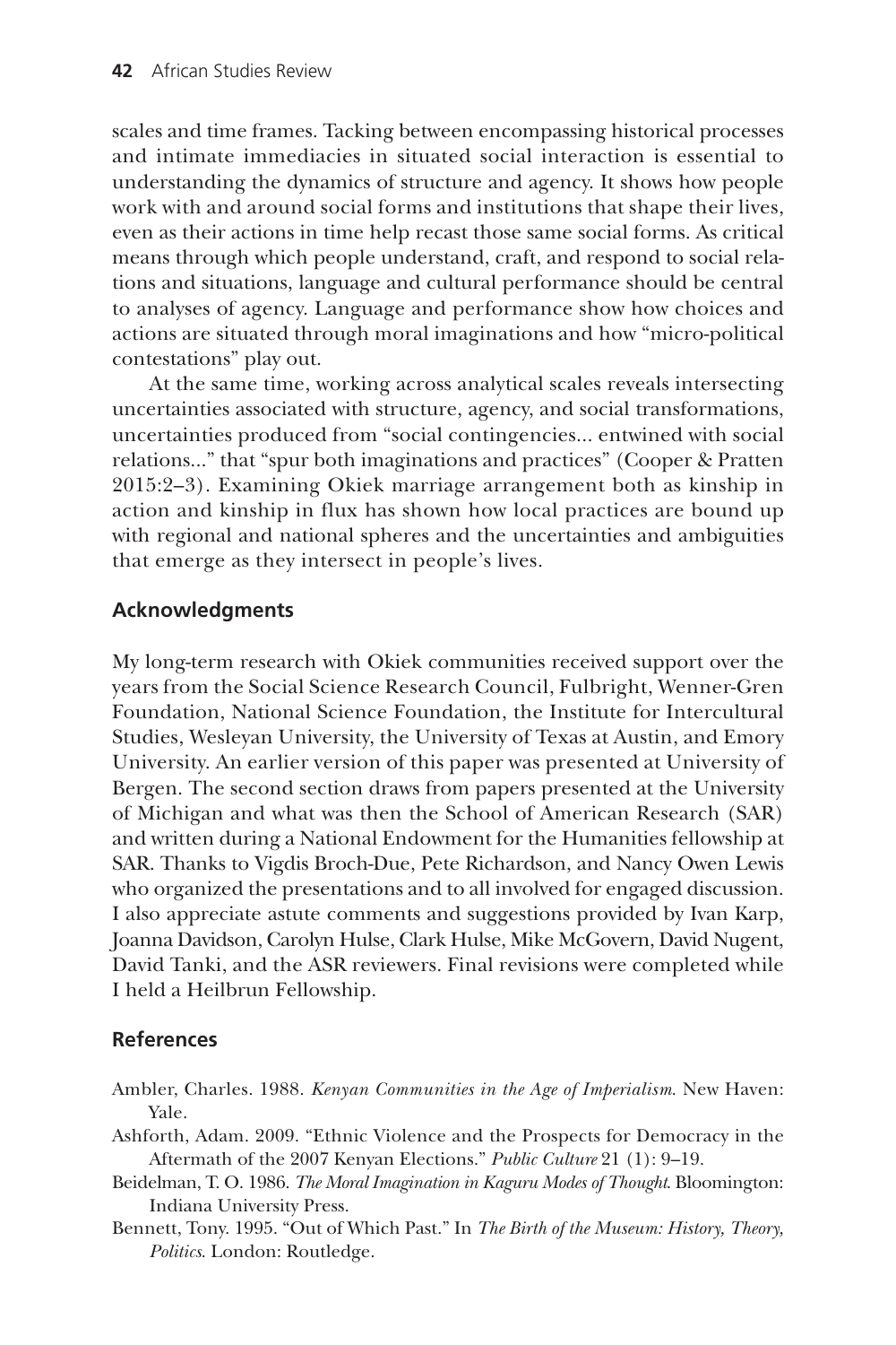scales and time frames. Tacking between encompassing historical processes and intimate immediacies in situated social interaction is essential to understanding the dynamics of structure and agency. It shows how people work with and around social forms and institutions that shape their lives, even as their actions in time help recast those same social forms. As critical means through which people understand, craft, and respond to social relations and situations, language and cultural performance should be central to analyses of agency. Language and performance show how choices and actions are situated through moral imaginations and how "micro-political contestations" play out.

At the same time, working across analytical scales reveals intersecting uncertainties associated with structure, agency, and social transformations, uncertainties produced from "social contingencies... entwined with social relations..." that "spur both imaginations and practices" (Cooper & Pratten 2015:2–3). Examining Okiek marriage arrangement both as kinship in action and kinship in flux has shown how local practices are bound up with regional and national spheres and the uncertainties and ambiguities that emerge as they intersect in people's lives.

## Acknowledgments

My long-term research with Okiek communities received support over the years from the Social Science Research Council, Fulbright, Wenner-Gren Foundation, National Science Foundation, the Institute for Intercultural Studies, Wesleyan University, the University of Texas at Austin, and Emory University. An earlier version of this paper was presented at University of Bergen. The second section draws from papers presented at the University of Michigan and what was then the School of American Research (SAR) and written during a National Endowment for the Humanities fellowship at SAR. Thanks to Vigdis Broch-Due, Pete Richardson, and Nancy Owen Lewis who organized the presentations and to all involved for engaged discussion. I also appreciate astute comments and suggestions provided by Ivan Karp, Joanna Davidson, Carolyn Hulse, Clark Hulse, Mike McGovern, David Nugent, David Tanki, and the ASR reviewers. Final revisions were completed while I held a Heilbrun Fellowship.

## References

Ambler, Charles. 1988. *Kenyan Communities in the Age of Imperialism*. New Haven: Yale.

Ashforth, Adam. 2009. "Ethnic Violence and the Prospects for Democracy in the Aftermath of the 2007 Kenyan Elections." *Public Culture* 21 (1): 9–19.

Beidelman, T. O. 1986. *The Moral Imagination in Kaguru Modes of Thought*. Bloomington: Indiana University Press.

Bennett, Tony. 1995. "Out of Which Past." In *The Birth of the Museum: History, Theory, Politics*. London: Routledge.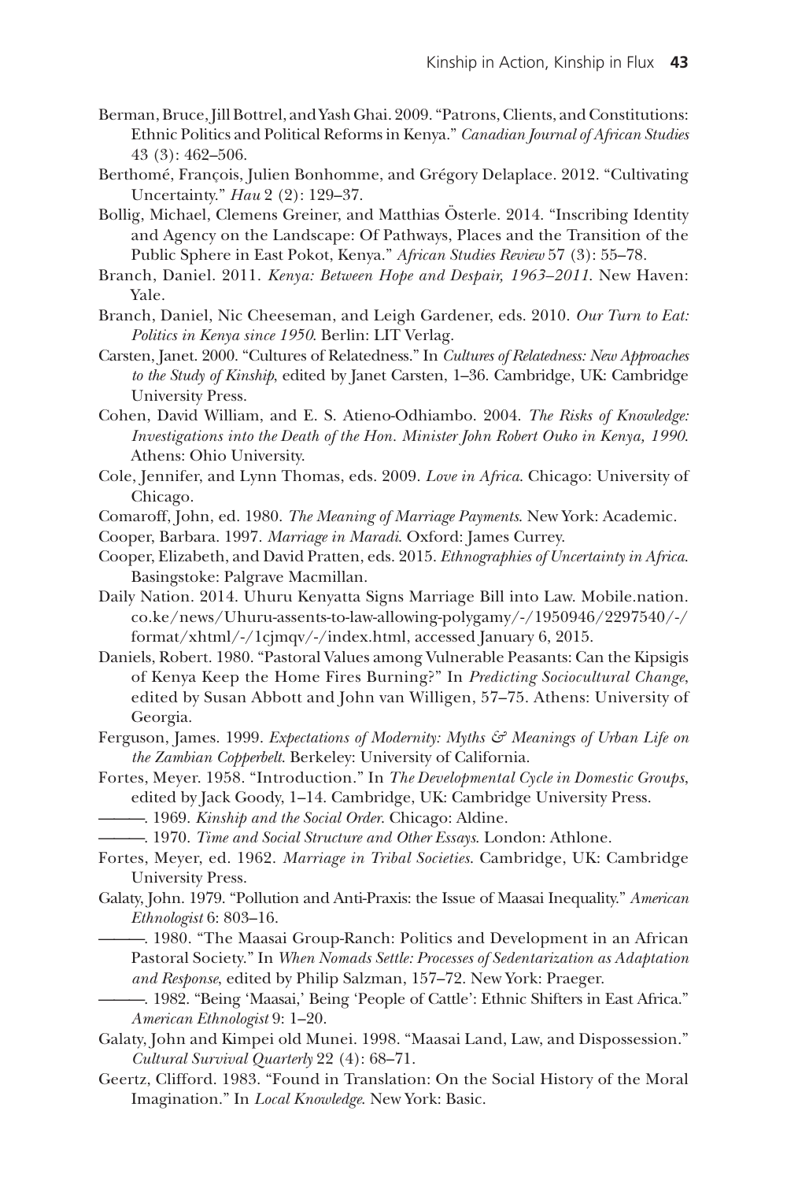Berman, Bruce, Jill Bottrel, and Yash Ghai. 2009. "Patrons, Clients, and Constitutions: Ethnic Politics and Political Reforms in Kenya." *Canadian Journal of African Studies* 43 (3): 462–506.

Berthomé, François, Julien Bonhomme, and Grégory Delaplace. 2012. "Cultivating Uncertainty." *Hau* 2 (2): 129–37.

Bollig, Michael, Clemens Greiner, and Matthias Österle. 2014. "Inscribing Identity and Agency on the Landscape: Of Pathways, Places and the Transition of the Public Sphere in East Pokot, Kenya." *African Studies Review* 57 (3): 55–78.

Branch, Daniel. 2011. *Kenya: Between Hope and Despair, 1963–2011*. New Haven: Yale.

Branch, Daniel, Nic Cheeseman, and Leigh Gardener, eds. 2010. *Our Turn to Eat: Politics in Kenya since 1950*. Berlin: LIT Verlag.

Carsten, Janet. 2000. "Cultures of Relatedness." In *Cultures of Relatedness: New Approaches to the Study of Kinship*, edited by Janet Carsten, 1–36. Cambridge, UK: Cambridge University Press.

Cohen, David William, and E. S. Atieno-Odhiambo. 2004. *The Risks of Knowledge: Investigations into the Death of the Hon. Minister John Robert Ouko in Kenya, 1990*. Athens: Ohio University.

Cole, Jennifer, and Lynn Thomas, eds. 2009. *Love in Africa*. Chicago: University of Chicago.

Comaroff, John, ed. 1980. *The Meaning of Marriage Payments*. New York: Academic.

Cooper, Barbara. 1997. *Marriage in Maradi*. Oxford: James Currey.

Cooper, Elizabeth, and David Pratten, eds. 2015. *Ethnographies of Uncertainty in Africa*. Basingstoke: Palgrave Macmillan.

Daily Nation. 2014. Uhuru Kenyatta Signs Marriage Bill into Law. Mobile.nation.co.ke/news/Uhuru-assents-to-law-allowing-polygamy/-/1950946/2297540/-/format/xhtml/-/1cjmqv/-/index.html, accessed January 6, 2015.

Daniels, Robert. 1980. "Pastoral Values among Vulnerable Peasants: Can the Kipsigis of Kenya Keep the Home Fires Burning?" In *Predicting Sociocultural Change*, edited by Susan Abbott and John van Willigen, 57–75. Athens: University of Georgia.

Ferguson, James. 1999. *Expectations of Modernity: Myths & Meanings of Urban Life on the Zambian Copperbelt*. Berkeley: University of California.

Fortes, Meyer. 1958. "Introduction." In *The Developmental Cycle in Domestic Groups*, edited by Jack Goody, 1–14. Cambridge, UK: Cambridge University Press.

———. 1969. *Kinship and the Social Order*. Chicago: Aldine.

———. 1970. *Time and Social Structure and Other Essays*. London: Athlone.

Fortes, Meyer, ed. 1962. *Marriage in Tribal Societies*. Cambridge, UK: Cambridge University Press.

Galaty, John. 1979. "Pollution and Anti-Praxis: the Issue of Maasai Inequality." *American Ethnologist* 6: 803–16.

———. 1980. "The Maasai Group-Ranch: Politics and Development in an African Pastoral Society." In *When Nomads Settle: Processes of Sedentarization as Adaptation and Response*, edited by Philip Salzman, 157–72. New York: Praeger.

———. 1982. "Being 'Maasai,' Being 'People of Cattle': Ethnic Shifters in East Africa." *American Ethnologist* 9: 1–20.

Galaty, John and Kimpei old Munei. 1998. "Maasai Land, Law, and Dispossession." *Cultural Survival Quarterly* 22 (4): 68–71.

Geertz, Clifford. 1983. "Found in Translation: On the Social History of the Moral Imagination." In *Local Knowledge*. New York: Basic.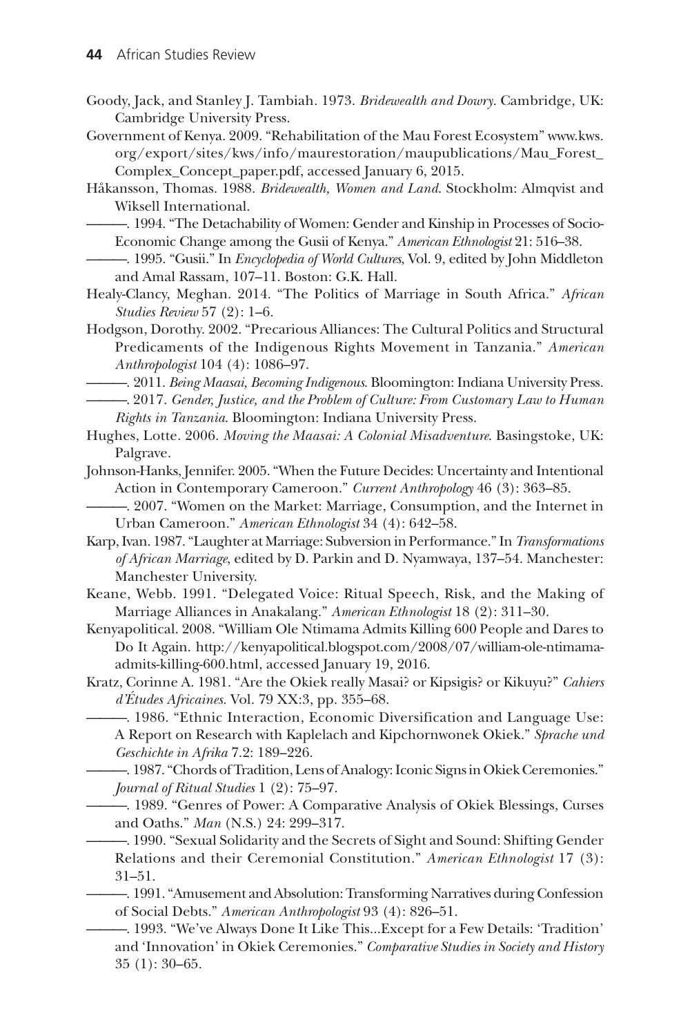Goody, Jack, and Stanley J. Tambiah. 1973. *Bridewealth and Dowry*. Cambridge, UK: Cambridge University Press.

Government of Kenya. 2009. "Rehabilitation of the Mau Forest Ecosystem" www.kws.org/export/sites/kws/info/maurestoration/maupublications/Mau_Forest_Complex_Concept_paper.pdf, accessed January 6, 2015.

Håkansson, Thomas. 1988. *Bridewealth, Women and Land*. Stockholm: Almqvist and Wiksell International.

———. 1994. "The Detachability of Women: Gender and Kinship in Processes of Socio-Economic Change among the Gusii of Kenya." *American Ethnologist* 21: 516–38.

———. 1995. "Gusii." In *Encyclopedia of World Cultures*, Vol. 9, edited by John Middleton and Amal Rassam, 107–11. Boston: G.K. Hall.

Healy-Clancy, Meghan. 2014. "The Politics of Marriage in South Africa." *African Studies Review* 57 (2): 1–6.

Hodgson, Dorothy. 2002. "Precarious Alliances: The Cultural Politics and Structural Predicaments of the Indigenous Rights Movement in Tanzania." *American Anthropologist* 104 (4): 1086–97.

———. 2011. *Being Maasai, Becoming Indigenous*. Bloomington: Indiana University Press.

———. 2017. *Gender, Justice, and the Problem of Culture: From Customary Law to Human Rights in Tanzania*. Bloomington: Indiana University Press.

Hughes, Lotte. 2006. *Moving the Maasai: A Colonial Misadventure*. Basingstoke, UK: Palgrave.

Johnson-Hanks, Jennifer. 2005. "When the Future Decides: Uncertainty and Intentional Action in Contemporary Cameroon." *Current Anthropology* 46 (3): 363–85.

———. 2007. "Women on the Market: Marriage, Consumption, and the Internet in Urban Cameroon." *American Ethnologist* 34 (4): 642–58.

Karp, Ivan. 1987. "Laughter at Marriage: Subversion in Performance." In *Transformations of African Marriage*, edited by D. Parkin and D. Nyamwaya, 137–54. Manchester: Manchester University.

Keane, Webb. 1991. "Delegated Voice: Ritual Speech, Risk, and the Making of Marriage Alliances in Anakalang." *American Ethnologist* 18 (2): 311–30.

Kenyapolitical. 2008. "William Ole Ntimama Admits Killing 600 People and Dares to Do It Again. http://kenyapolitical.blogspot.com/2008/07/william-ole-ntimama-admits-killing-600.html, accessed January 19, 2016.

Kratz, Corinne A. 1981. "Are the Okiek really Masai? or Kipsigis? or Kikuyu?" *Cahiers d'Études Africaines*. Vol. 79 XX:3, pp. 355–68.

———. 1986. "Ethnic Interaction, Economic Diversification and Language Use: A Report on Research with Kaplelach and Kipchornwonek Okiek." *Sprache und Geschichte in Afrika* 7.2: 189–226.

———. 1987. "Chords of Tradition, Lens of Analogy: Iconic Signs in Okiek Ceremonies." *Journal of Ritual Studies* 1 (2): 75–97.

———. 1989. "Genres of Power: A Comparative Analysis of Okiek Blessings, Curses and Oaths." *Man* (N.S.) 24: 299–317.

———. 1990. "Sexual Solidarity and the Secrets of Sight and Sound: Shifting Gender Relations and their Ceremonial Constitution." *American Ethnologist* 17 (3): 31–51.

———. 1991. "Amusement and Absolution: Transforming Narratives during Confession of Social Debts." *American Anthropologist* 93 (4): 826–51.

———. 1993. "We've Always Done It Like This...Except for a Few Details: 'Tradition' and 'Innovation' in Okiek Ceremonies." *Comparative Studies in Society and History* 35 (1): 30–65.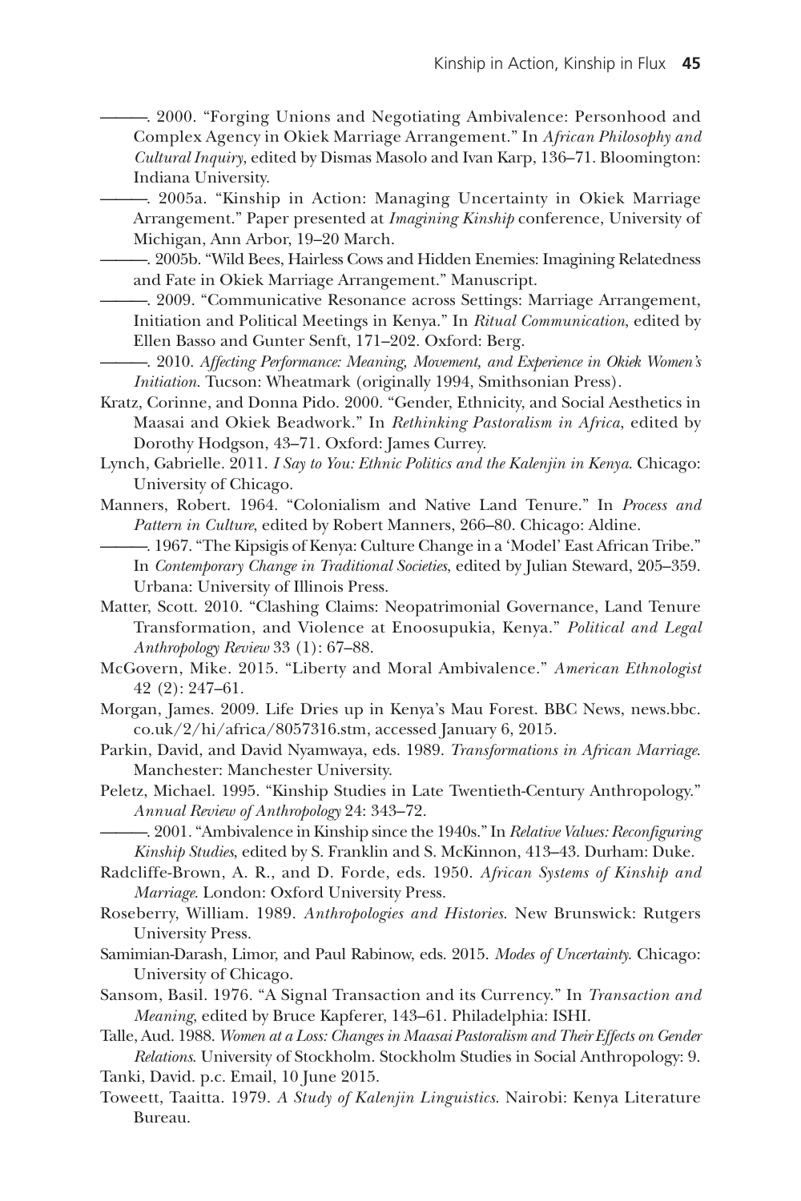———. 2000. "Forging Unions and Negotiating Ambivalence: Personhood and Complex Agency in Okiek Marriage Arrangement." In *African Philosophy and Cultural Inquiry*, edited by Dismas Masolo and Ivan Karp, 136–71. Bloomington: Indiana University.

———. 2005a. "Kinship in Action: Managing Uncertainty in Okiek Marriage Arrangement." Paper presented at *Imagining Kinship* conference, University of Michigan, Ann Arbor, 19–20 March.

———. 2005b. "Wild Bees, Hairless Cows and Hidden Enemies: Imagining Relatedness and Fate in Okiek Marriage Arrangement." Manuscript.

———. 2009. "Communicative Resonance across Settings: Marriage Arrangement, Initiation and Political Meetings in Kenya." In *Ritual Communication*, edited by Ellen Basso and Gunter Senft, 171–202. Oxford: Berg.

———. 2010. *Affecting Performance: Meaning, Movement, and Experience in Okiek Women's Initiation.* Tucson: Wheatmark (originally 1994, Smithsonian Press).

Kratz, Corinne, and Donna Pido. 2000. "Gender, Ethnicity, and Social Aesthetics in Maasai and Okiek Beadwork." In *Rethinking Pastoralism in Africa*, edited by Dorothy Hodgson, 43–71. Oxford: James Currey.

Lynch, Gabrielle. 2011. *I Say to You: Ethnic Politics and the Kalenjin in Kenya*. Chicago: University of Chicago.

Manners, Robert. 1964. "Colonialism and Native Land Tenure." In *Process and Pattern in Culture*, edited by Robert Manners, 266–80. Chicago: Aldine.

———. 1967. "The Kipsigis of Kenya: Culture Change in a 'Model' East African Tribe." In *Contemporary Change in Traditional Societies*, edited by Julian Steward, 205–359. Urbana: University of Illinois Press.

Matter, Scott. 2010. "Clashing Claims: Neopatrimonial Governance, Land Tenure Transformation, and Violence at Enoosupukia, Kenya." *Political and Legal Anthropology Review* 33 (1): 67–88.

McGovern, Mike. 2015. "Liberty and Moral Ambivalence." *American Ethnologist* 42 (2): 247–61.

Morgan, James. 2009. Life Dries up in Kenya's Mau Forest. BBC News, news.bbc.co.uk/2/hi/africa/8057316.stm, accessed January 6, 2015.

Parkin, David, and David Nyamwaya, eds. 1989. *Transformations in African Marriage*. Manchester: Manchester University.

Peletz, Michael. 1995. "Kinship Studies in Late Twentieth-Century Anthropology." *Annual Review of Anthropology* 24: 343–72.

———. 2001. "Ambivalence in Kinship since the 1940s." In *Relative Values: Reconfiguring Kinship Studies*, edited by S. Franklin and S. McKinnon, 413–43. Durham: Duke.

Radcliffe-Brown, A. R., and D. Forde, eds. 1950. *African Systems of Kinship and Marriage*. London: Oxford University Press.

Roseberry, William. 1989. *Anthropologies and Histories*. New Brunswick: Rutgers University Press.

Samimian-Darash, Limor, and Paul Rabinow, eds. 2015. *Modes of Uncertainty*. Chicago: University of Chicago.

Sansom, Basil. 1976. "A Signal Transaction and its Currency." In *Transaction and Meaning*, edited by Bruce Kapferer, 143–61. Philadelphia: ISHI.

Talle, Aud. 1988. *Women at a Loss: Changes in Maasai Pastoralism and Their Effects on Gender Relations*. University of Stockholm. Stockholm Studies in Social Anthropology: 9.

Tanki, David. p.c. Email, 10 June 2015.

Toweett, Taaitta. 1979. *A Study of Kalenjin Linguistics*. Nairobi: Kenya Literature Bureau.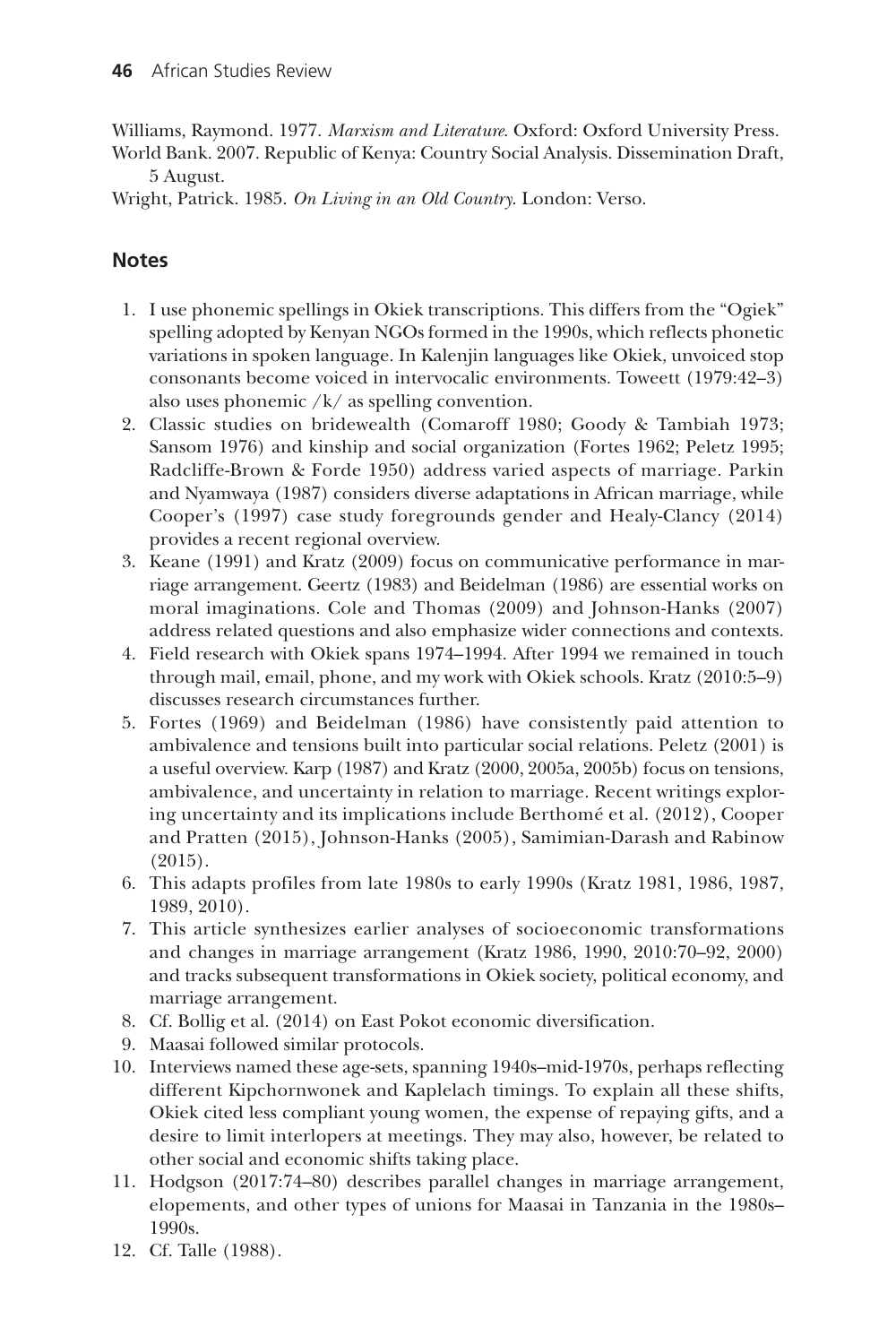Williams, Raymond. 1977. *Marxism and Literature*. Oxford: Oxford University Press.

World Bank. 2007. Republic of Kenya: Country Social Analysis. Dissemination Draft, 5 August.

Wright, Patrick. 1985. *On Living in an Old Country*. London: Verso.

## Notes

1. I use phonemic spellings in Okiek transcriptions. This differs from the "Ogiek" spelling adopted by Kenyan NGOs formed in the 1990s, which reflects phonetic variations in spoken language. In Kalenjin languages like Okiek, unvoiced stop consonants become voiced in intervocalic environments. Toweett (1979:42–3) also uses phonemic /k/ as spelling convention.
2. Classic studies on bridewealth (Comaroff 1980; Goody & Tambiah 1973; Sansom 1976) and kinship and social organization (Fortes 1962; Peletz 1995; Radcliffe-Brown & Forde 1950) address varied aspects of marriage. Parkin and Nyamwaya (1987) considers diverse adaptations in African marriage, while Cooper's (1997) case study foregrounds gender and Healy-Clancy (2014) provides a recent regional overview.
3. Keane (1991) and Kratz (2009) focus on communicative performance in marriage arrangement. Geertz (1983) and Beidelman (1986) are essential works on moral imaginations. Cole and Thomas (2009) and Johnson-Hanks (2007) address related questions and also emphasize wider connections and contexts.
4. Field research with Okiek spans 1974–1994. After 1994 we remained in touch through mail, email, phone, and my work with Okiek schools. Kratz (2010:5–9) discusses research circumstances further.
5. Fortes (1969) and Beidelman (1986) have consistently paid attention to ambivalence and tensions built into particular social relations. Peletz (2001) is a useful overview. Karp (1987) and Kratz (2000, 2005a, 2005b) focus on tensions, ambivalence, and uncertainty in relation to marriage. Recent writings exploring uncertainty and its implications include Berthomé et al. (2012), Cooper and Pratten (2015), Johnson-Hanks (2005), Samimian-Darash and Rabinow (2015).
6. This adapts profiles from late 1980s to early 1990s (Kratz 1981, 1986, 1987, 1989, 2010).
7. This article synthesizes earlier analyses of socioeconomic transformations and changes in marriage arrangement (Kratz 1986, 1990, 2010:70–92, 2000) and tracks subsequent transformations in Okiek society, political economy, and marriage arrangement.
8. Cf. Bollig et al. (2014) on East Pokot economic diversification.
9. Maasai followed similar protocols.
10. Interviews named these age-sets, spanning 1940s–mid-1970s, perhaps reflecting different Kipchornwonek and Kaplelach timings. To explain all these shifts, Okiek cited less compliant young women, the expense of repaying gifts, and a desire to limit interlopers at meetings. They may also, however, be related to other social and economic shifts taking place.
11. Hodgson (2017:74–80) describes parallel changes in marriage arrangement, elopements, and other types of unions for Maasai in Tanzania in the 1980s–1990s.
12. Cf. Talle (1988).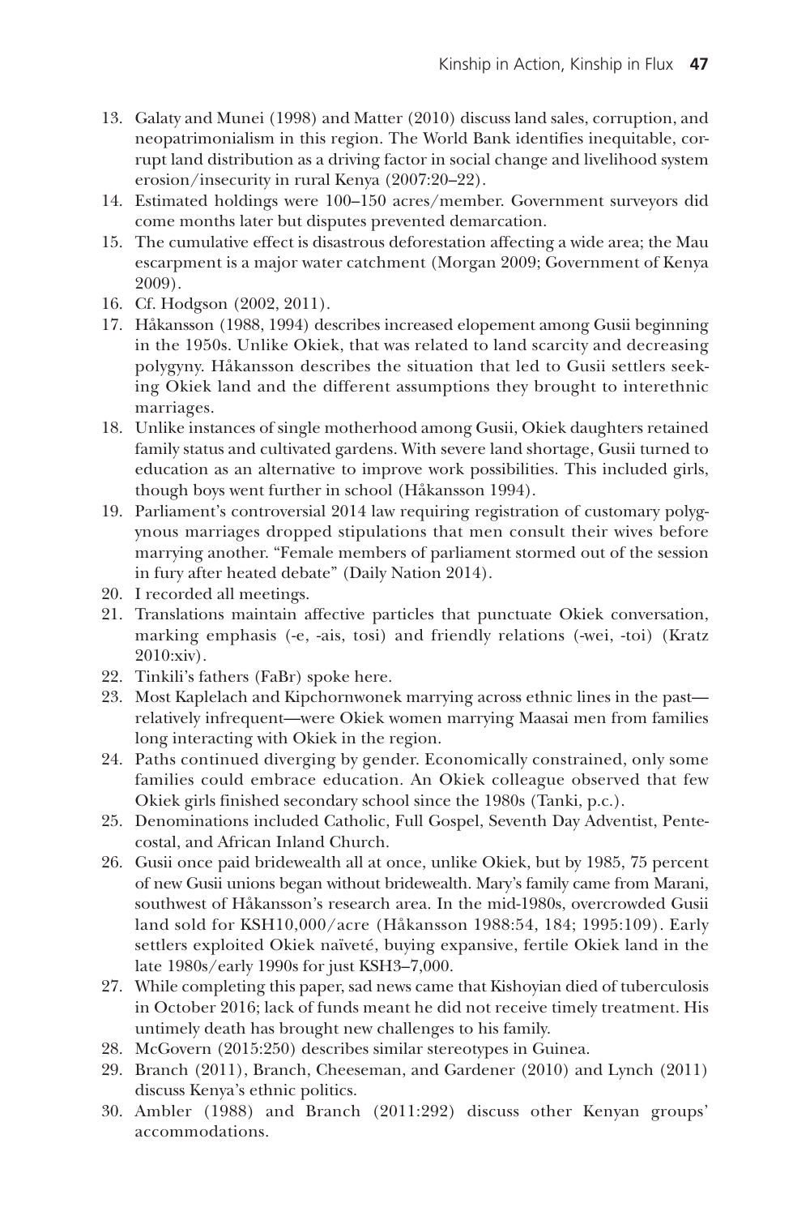13. Galaty and Munei (1998) and Matter (2010) discuss land sales, corruption, and neopatrimonialism in this region. The World Bank identifies inequitable, corrupt land distribution as a driving factor in social change and livelihood system erosion/insecurity in rural Kenya (2007:20–22).
14. Estimated holdings were 100–150 acres/member. Government surveyors did come months later but disputes prevented demarcation.
15. The cumulative effect is disastrous deforestation affecting a wide area; the Mau escarpment is a major water catchment (Morgan 2009; Government of Kenya 2009).
16. Cf. Hodgson (2002, 2011).
17. Håkansson (1988, 1994) describes increased elopement among Gusii beginning in the 1950s. Unlike Okiek, that was related to land scarcity and decreasing polygyny. Håkansson describes the situation that led to Gusii settlers seeking Okiek land and the different assumptions they brought to interethnic marriages.
18. Unlike instances of single motherhood among Gusii, Okiek daughters retained family status and cultivated gardens. With severe land shortage, Gusii turned to education as an alternative to improve work possibilities. This included girls, though boys went further in school (Håkansson 1994).
19. Parliament's controversial 2014 law requiring registration of customary polygynous marriages dropped stipulations that men consult their wives before marrying another. "Female members of parliament stormed out of the session in fury after heated debate" (Daily Nation 2014).
20. I recorded all meetings.
21. Translations maintain affective particles that punctuate Okiek conversation, marking emphasis (-e, -ais, tosi) and friendly relations (-wei, -toi) (Kratz 2010:xiv).
22. Tinkili's fathers (FaBr) spoke here.
23. Most Kaplelach and Kipchornwonek marrying across ethnic lines in the past—relatively infrequent—were Okiek women marrying Maasai men from families long interacting with Okiek in the region.
24. Paths continued diverging by gender. Economically constrained, only some families could embrace education. An Okiek colleague observed that few Okiek girls finished secondary school since the 1980s (Tanki, p.c.).
25. Denominations included Catholic, Full Gospel, Seventh Day Adventist, Pentecostal, and African Inland Church.
26. Gusii once paid bridewealth all at once, unlike Okiek, but by 1985, 75 percent of new Gusii unions began without bridewealth. Mary's family came from Marani, southwest of Håkansson's research area. In the mid-1980s, overcrowded Gusii land sold for KSH10,000/acre (Håkansson 1988:54, 184; 1995:109). Early settlers exploited Okiek naïveté, buying expansive, fertile Okiek land in the late 1980s/early 1990s for just KSH3–7,000.
27. While completing this paper, sad news came that Kishoyian died of tuberculosis in October 2016; lack of funds meant he did not receive timely treatment. His untimely death has brought new challenges to his family.
28. McGovern (2015:250) describes similar stereotypes in Guinea.
29. Branch (2011), Branch, Cheeseman, and Gardener (2010) and Lynch (2011) discuss Kenya's ethnic politics.
30. Ambler (1988) and Branch (2011:292) discuss other Kenyan groups' accommodations.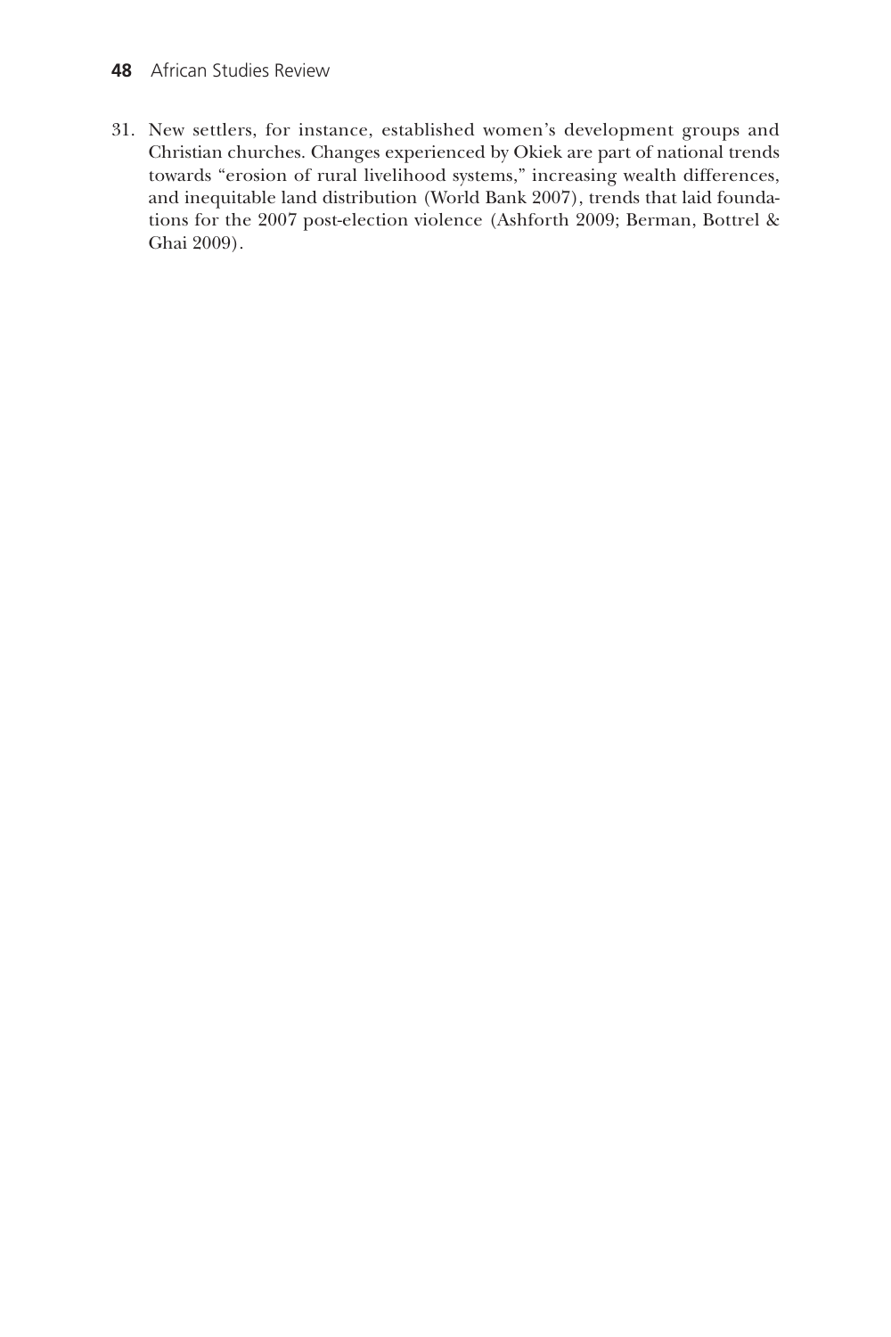31. New settlers, for instance, established women's development groups and Christian churches. Changes experienced by Okiek are part of national trends towards "erosion of rural livelihood systems," increasing wealth differences, and inequitable land distribution (World Bank 2007), trends that laid foundations for the 2007 post-election violence (Ashforth 2009; Berman, Bottrel & Ghai 2009).